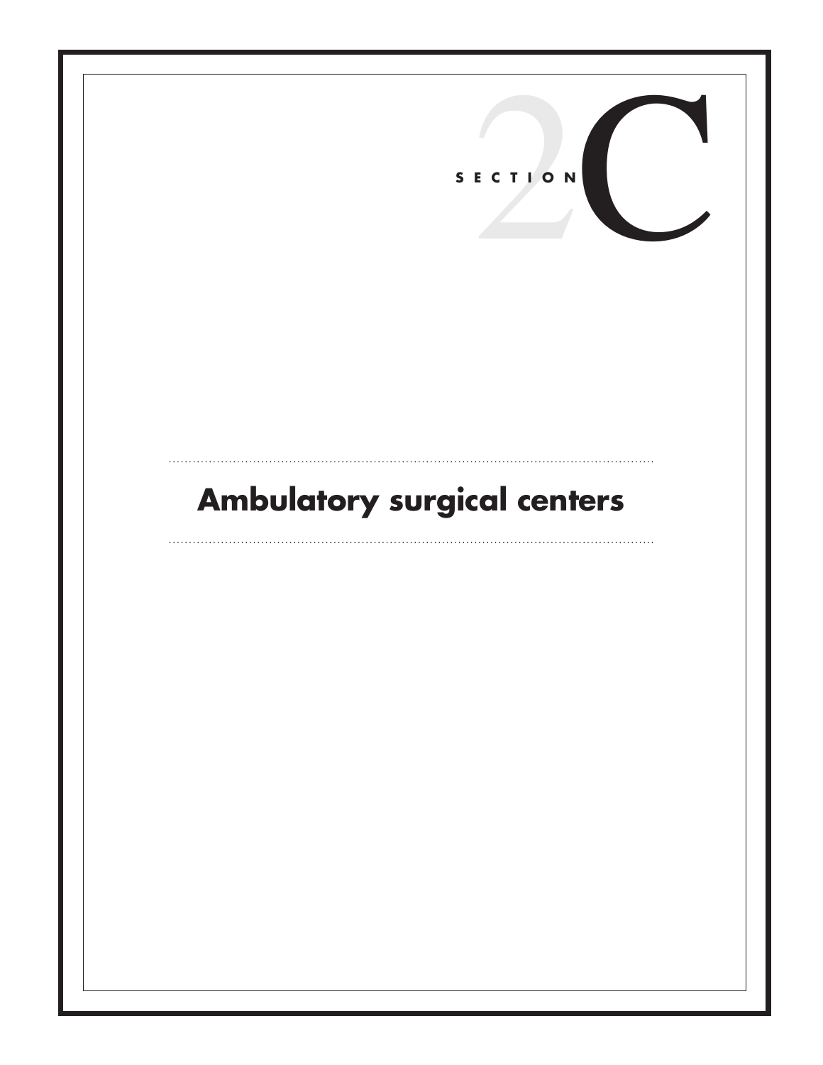SECTION 2C

# Ambulatory surgical centers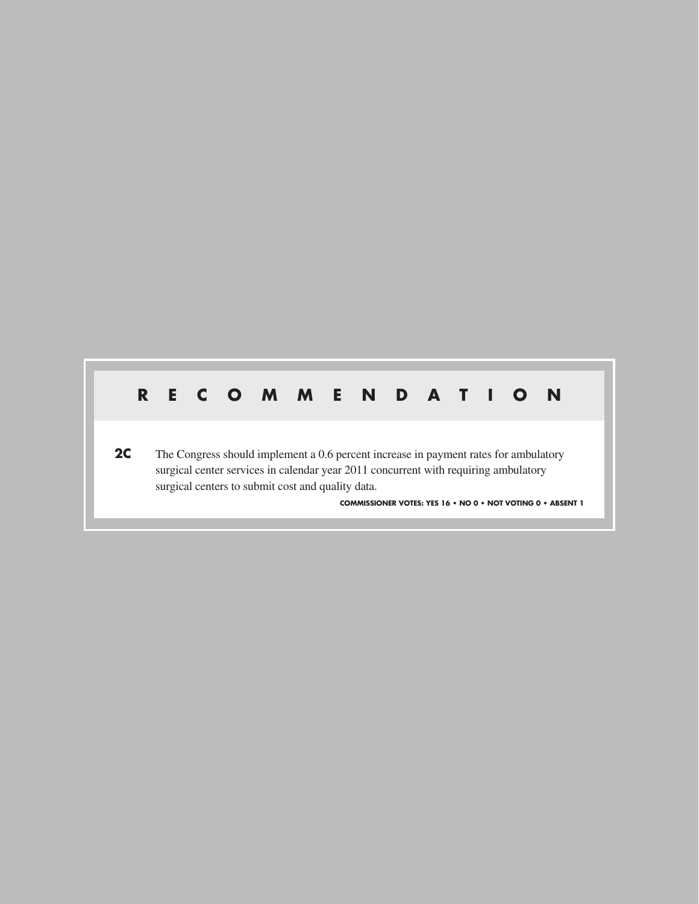## RECOMMENDATION

**2C** The Congress should implement a 0.6 percent increase in payment rates for ambulatory surgical center services in calendar year 2011 concurrent with requiring ambulatory surgical centers to submit cost and quality data.

**COMMISSIONER VOTES: YES 16 • NO 0 • NOT VOTING 0 • ABSENT 1**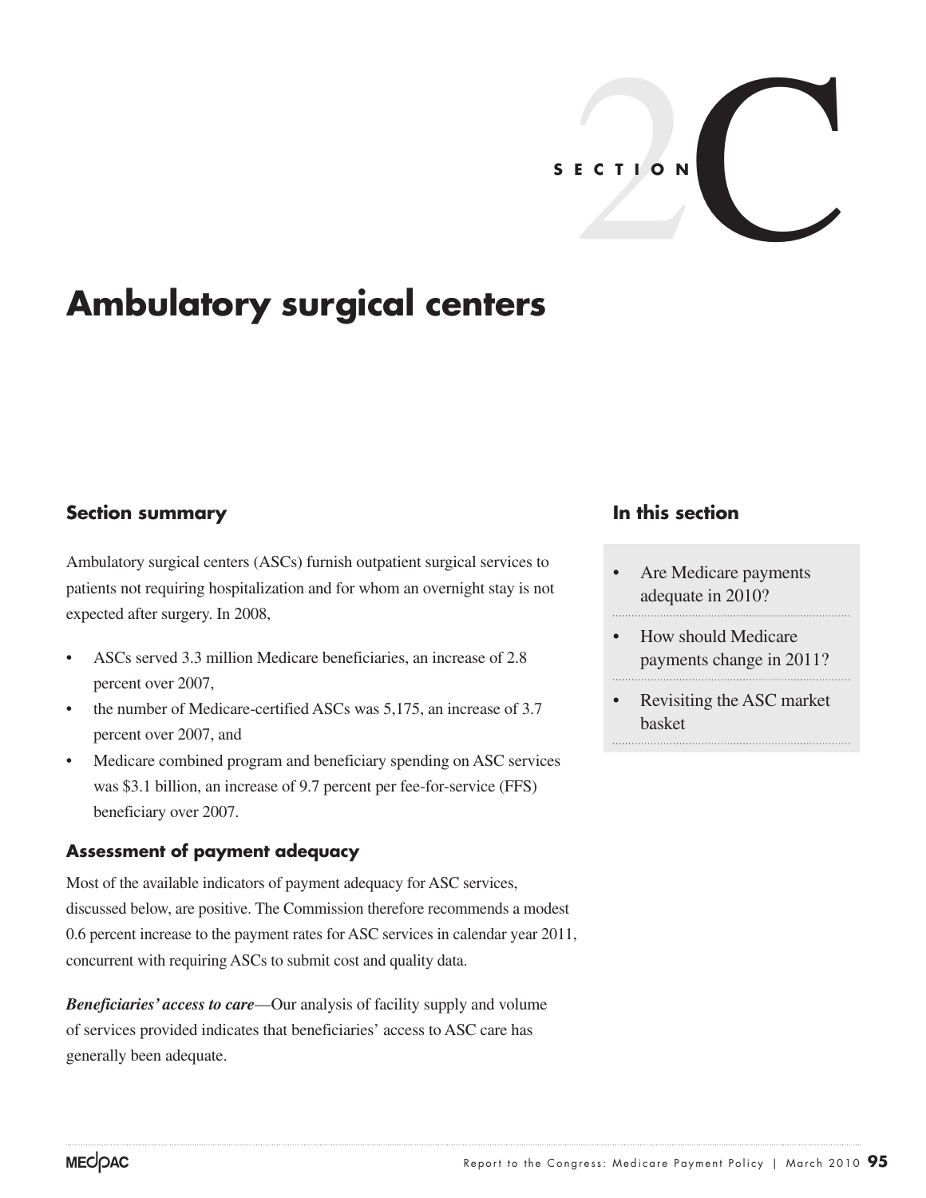# SECTION 2C

# Ambulatory surgical centers

## Section summary

Ambulatory surgical centers (ASCs) furnish outpatient surgical services to patients not requiring hospitalization and for whom an overnight stay is not expected after surgery. In 2008,

- ASCs served 3.3 million Medicare beneficiaries, an increase of 2.8 percent over 2007,
- the number of Medicare-certified ASCs was 5,175, an increase of 3.7 percent over 2007, and
- Medicare combined program and beneficiary spending on ASC services was $3.1 billion, an increase of 9.7 percent per fee-for-service (FFS) beneficiary over 2007.

### Assessment of payment adequacy

Most of the available indicators of payment adequacy for ASC services, discussed below, are positive. The Commission therefore recommends a modest 0.6 percent increase to the payment rates for ASC services in calendar year 2011, concurrent with requiring ASCs to submit cost and quality data.

***Beneficiaries' access to care***—Our analysis of facility supply and volume of services provided indicates that beneficiaries' access to ASC care has generally been adequate.

## In this section

- Are Medicare payments adequate in 2010?
- How should Medicare payments change in 2011?
- Revisiting the ASC market basket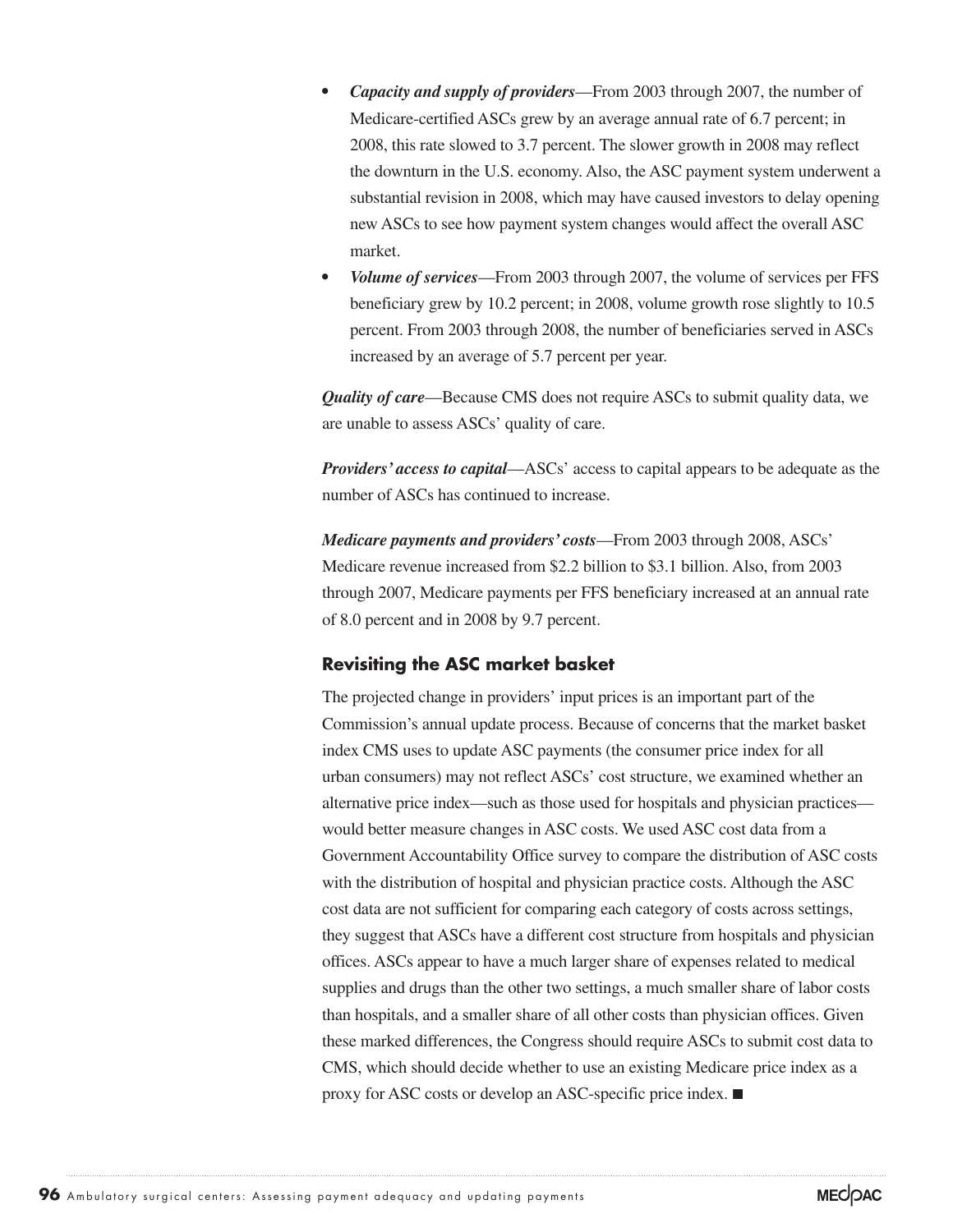- ***Capacity and supply of providers***—From 2003 through 2007, the number of Medicare-certified ASCs grew by an average annual rate of 6.7 percent; in 2008, this rate slowed to 3.7 percent. The slower growth in 2008 may reflect the downturn in the U.S. economy. Also, the ASC payment system underwent a substantial revision in 2008, which may have caused investors to delay opening new ASCs to see how payment system changes would affect the overall ASC market.
- ***Volume of services***—From 2003 through 2007, the volume of services per FFS beneficiary grew by 10.2 percent; in 2008, volume growth rose slightly to 10.5 percent. From 2003 through 2008, the number of beneficiaries served in ASCs increased by an average of 5.7 percent per year.

***Quality of care***—Because CMS does not require ASCs to submit quality data, we are unable to assess ASCs' quality of care.

***Providers' access to capital***—ASCs' access to capital appears to be adequate as the number of ASCs has continued to increase.

***Medicare payments and providers' costs***—From 2003 through 2008, ASCs' Medicare revenue increased from $2.2 billion to $3.1 billion. Also, from 2003 through 2007, Medicare payments per FFS beneficiary increased at an annual rate of 8.0 percent and in 2008 by 9.7 percent.

### Revisiting the ASC market basket

The projected change in providers' input prices is an important part of the Commission's annual update process. Because of concerns that the market basket index CMS uses to update ASC payments (the consumer price index for all urban consumers) may not reflect ASCs' cost structure, we examined whether an alternative price index—such as those used for hospitals and physician practices—would better measure changes in ASC costs. We used ASC cost data from a Government Accountability Office survey to compare the distribution of ASC costs with the distribution of hospital and physician practice costs. Although the ASC cost data are not sufficient for comparing each category of costs across settings, they suggest that ASCs have a different cost structure from hospitals and physician offices. ASCs appear to have a much larger share of expenses related to medical supplies and drugs than the other two settings, a much smaller share of labor costs than hospitals, and a smaller share of all other costs than physician offices. Given these marked differences, the Congress should require ASCs to submit cost data to CMS, which should decide whether to use an existing Medicare price index as a proxy for ASC costs or develop an ASC-specific price index. ■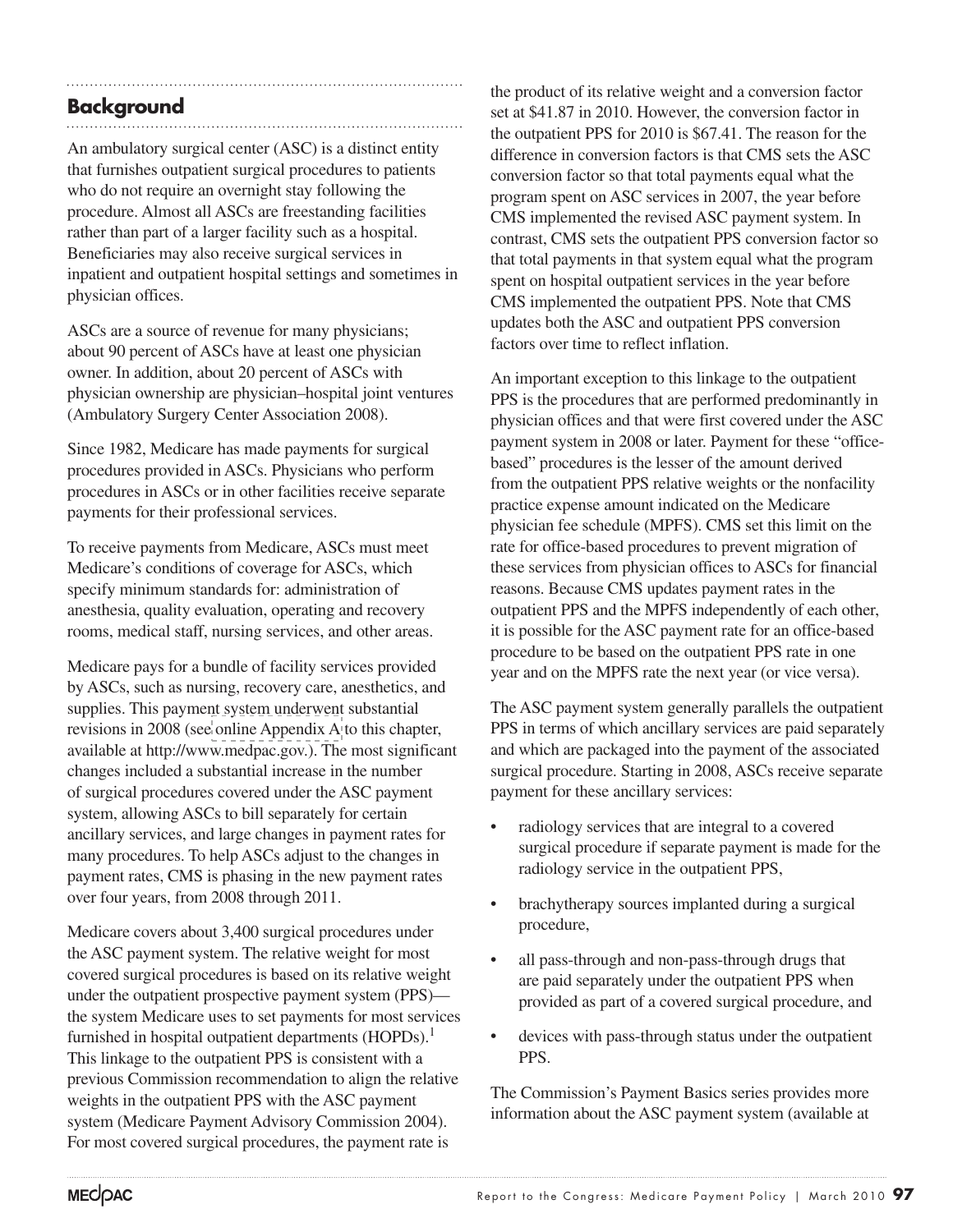## Background

An ambulatory surgical center (ASC) is a distinct entity that furnishes outpatient surgical procedures to patients who do not require an overnight stay following the procedure. Almost all ASCs are freestanding facilities rather than part of a larger facility such as a hospital. Beneficiaries may also receive surgical services in inpatient and outpatient hospital settings and sometimes in physician offices.

ASCs are a source of revenue for many physicians; about 90 percent of ASCs have at least one physician owner. In addition, about 20 percent of ASCs with physician ownership are physician–hospital joint ventures (Ambulatory Surgery Center Association 2008).

Since 1982, Medicare has made payments for surgical procedures provided in ASCs. Physicians who perform procedures in ASCs or in other facilities receive separate payments for their professional services.

To receive payments from Medicare, ASCs must meet Medicare's conditions of coverage for ASCs, which specify minimum standards for: administration of anesthesia, quality evaluation, operating and recovery rooms, medical staff, nursing services, and other areas.

Medicare pays for a bundle of facility services provided by ASCs, such as nursing, recovery care, anesthetics, and supplies. This payment system underwent substantial revisions in 2008 (see online Appendix A to this chapter, available at http://www.medpac.gov.). The most significant changes included a substantial increase in the number of surgical procedures covered under the ASC payment system, allowing ASCs to bill separately for certain ancillary services, and large changes in payment rates for many procedures. To help ASCs adjust to the changes in payment rates, CMS is phasing in the new payment rates over four years, from 2008 through 2011.

Medicare covers about 3,400 surgical procedures under the ASC payment system. The relative weight for most covered surgical procedures is based on its relative weight under the outpatient prospective payment system (PPS)—the system Medicare uses to set payments for most services furnished in hospital outpatient departments (HOPDs).[1] This linkage to the outpatient PPS is consistent with a previous Commission recommendation to align the relative weights in the outpatient PPS with the ASC payment system (Medicare Payment Advisory Commission 2004). For most covered surgical procedures, the payment rate is the product of its relative weight and a conversion factor set at $41.87 in 2010. However, the conversion factor in the outpatient PPS for 2010 is $67.41. The reason for the difference in conversion factors is that CMS sets the ASC conversion factor so that total payments equal what the program spent on ASC services in 2007, the year before CMS implemented the revised ASC payment system. In contrast, CMS sets the outpatient PPS conversion factor so that total payments in that system equal what the program spent on hospital outpatient services in the year before CMS implemented the outpatient PPS. Note that CMS updates both the ASC and outpatient PPS conversion factors over time to reflect inflation.

An important exception to this linkage to the outpatient PPS is the procedures that are performed predominantly in physician offices and that were first covered under the ASC payment system in 2008 or later. Payment for these "office-based" procedures is the lesser of the amount derived from the outpatient PPS relative weights or the nonfacility practice expense amount indicated on the Medicare physician fee schedule (MPFS). CMS set this limit on the rate for office-based procedures to prevent migration of these services from physician offices to ASCs for financial reasons. Because CMS updates payment rates in the outpatient PPS and the MPFS independently of each other, it is possible for the ASC payment rate for an office-based procedure to be based on the outpatient PPS rate in one year and on the MPFS rate the next year (or vice versa).

The ASC payment system generally parallels the outpatient PPS in terms of which ancillary services are paid separately and which are packaged into the payment of the associated surgical procedure. Starting in 2008, ASCs receive separate payment for these ancillary services:

- radiology services that are integral to a covered surgical procedure if separate payment is made for the radiology service in the outpatient PPS,
- brachytherapy sources implanted during a surgical procedure,
- all pass-through and non-pass-through drugs that are paid separately under the outpatient PPS when provided as part of a covered surgical procedure, and
- devices with pass-through status under the outpatient PPS.

The Commission's Payment Basics series provides more information about the ASC payment system (available at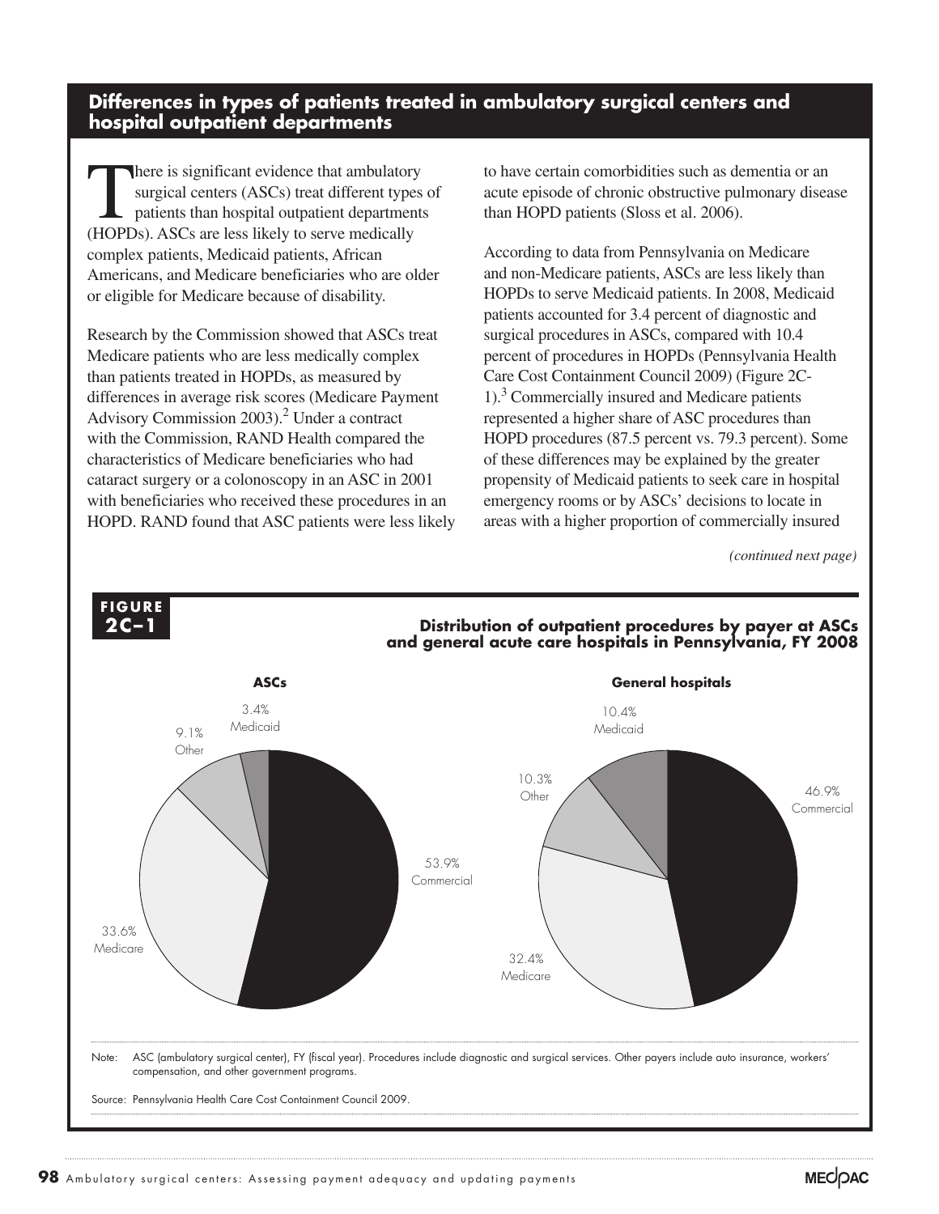## Differences in types of patients treated in ambulatory surgical centers and hospital outpatient departments

There is significant evidence that ambulatory surgical centers (ASCs) treat different types of patients than hospital outpatient departments (HOPDs). ASCs are less likely to serve medically complex patients, Medicaid patients, African Americans, and Medicare beneficiaries who are older or eligible for Medicare because of disability.

Research by the Commission showed that ASCs treat Medicare patients who are less medically complex than patients treated in HOPDs, as measured by differences in average risk scores (Medicare Payment Advisory Commission 2003).[2] Under a contract with the Commission, RAND Health compared the characteristics of Medicare beneficiaries who had cataract surgery or a colonoscopy in an ASC in 2001 with beneficiaries who received these procedures in an HOPD. RAND found that ASC patients were less likely to have certain comorbidities such as dementia or an acute episode of chronic obstructive pulmonary disease than HOPD patients (Sloss et al. 2006).

According to data from Pennsylvania on Medicare and non-Medicare patients, ASCs are less likely than HOPDs to serve Medicaid patients. In 2008, Medicaid patients accounted for 3.4 percent of diagnostic and surgical procedures in ASCs, compared with 10.4 percent of procedures in HOPDs (Pennsylvania Health Care Cost Containment Council 2009) (Figure 2C-1).[3] Commercially insured and Medicare patients represented a higher share of ASC procedures than HOPD procedures (87.5 percent vs. 79.3 percent). Some of these differences may be explained by the greater propensity of Medicaid patients to seek care in hospital emergency rooms or by ASCs' decisions to locate in areas with a higher proportion of commercially insured

*(continued next page)*

**FIGURE 2C–1**

**Distribution of outpatient procedures by payer at ASCs and general acute care hospitals in Pennsylvania, FY 2008**

**ASCs**

- 53.9% Commercial
- 33.6% Medicare
- 9.1% Other
- 3.4% Medicaid

**General hospitals**

- 46.9% Commercial
- 32.4% Medicare
- 10.3% Other
- 10.4% Medicaid

Note: ASC (ambulatory surgical center), FY (fiscal year). Procedures include diagnostic and surgical services. Other payers include auto insurance, workers' compensation, and other government programs.

Source: Pennsylvania Health Care Cost Containment Council 2009.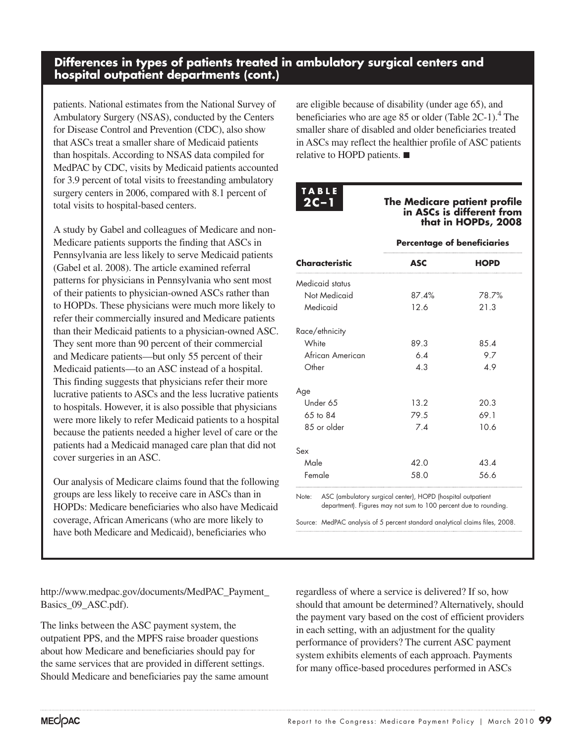## Differences in types of patients treated in ambulatory surgical centers and hospital outpatient departments (cont.)

patients. National estimates from the National Survey of Ambulatory Surgery (NSAS), conducted by the Centers for Disease Control and Prevention (CDC), also show that ASCs treat a smaller share of Medicaid patients than hospitals. According to NSAS data compiled for MedPAC by CDC, visits by Medicaid patients accounted for 3.9 percent of total visits to freestanding ambulatory surgery centers in 2006, compared with 8.1 percent of total visits to hospital-based centers.

A study by Gabel and colleagues of Medicare and non-Medicare patients supports the finding that ASCs in Pennsylvania are less likely to serve Medicaid patients (Gabel et al. 2008). The article examined referral patterns for physicians in Pennsylvania who sent most of their patients to physician-owned ASCs rather than to HOPDs. These physicians were much more likely to refer their commercially insured and Medicare patients than their Medicaid patients to a physician-owned ASC. They sent more than 90 percent of their commercial and Medicare patients—but only 55 percent of their Medicaid patients—to an ASC instead of a hospital. This finding suggests that physicians refer their more lucrative patients to ASCs and the less lucrative patients to hospitals. However, it is also possible that physicians were more likely to refer Medicaid patients to a hospital because the patients needed a higher level of care or the patients had a Medicaid managed care plan that did not cover surgeries in an ASC.

Our analysis of Medicare claims found that the following groups are less likely to receive care in ASCs than in HOPDs: Medicare beneficiaries who also have Medicaid coverage, African Americans (who are more likely to have both Medicare and Medicaid), beneficiaries who are eligible because of disability (under age 65), and beneficiaries who are age 85 or older (Table 2C-1).[4] The smaller share of disabled and older beneficiaries treated in ASCs may reflect the healthier profile of ASC patients relative to HOPD patients. ■

**TABLE 2C–1**

**The Medicare patient profile in ASCs is different from that in HOPDs, 2008**

| Characteristic | Percentage of beneficiaries | |
|---|---|---|
| | **ASC** | **HOPD** |
| Medicaid status | | |
| Not Medicaid | 87.4% | 78.7% |
| Medicaid | 12.6 | 21.3 |
| Race/ethnicity | | |
| White | 89.3 | 85.4 |
| African American | 6.4 | 9.7 |
| Other | 4.3 | 4.9 |
| Age | | |
| Under 65 | 13.2 | 20.3 |
| 65 to 84 | 79.5 | 69.1 |
| 85 or older | 7.4 | 10.6 |
| Sex | | |
| Male | 42.0 | 43.4 |
| Female | 58.0 | 56.6 |

Note: ASC (ambulatory surgical center), HOPD (hospital outpatient department). Figures may not sum to 100 percent due to rounding.

Source: MedPAC analysis of 5 percent standard analytical claims files, 2008.

http://www.medpac.gov/documents/MedPAC_Payment_Basics_09_ASC.pdf).

The links between the ASC payment system, the outpatient PPS, and the MPFS raise broader questions about how Medicare and beneficiaries should pay for the same services that are provided in different settings. Should Medicare and beneficiaries pay the same amount regardless of where a service is delivered? If so, how should that amount be determined? Alternatively, should the payment vary based on the cost of efficient providers in each setting, with an adjustment for the quality performance of providers? The current ASC payment system exhibits elements of each approach. Payments for many office-based procedures performed in ASCs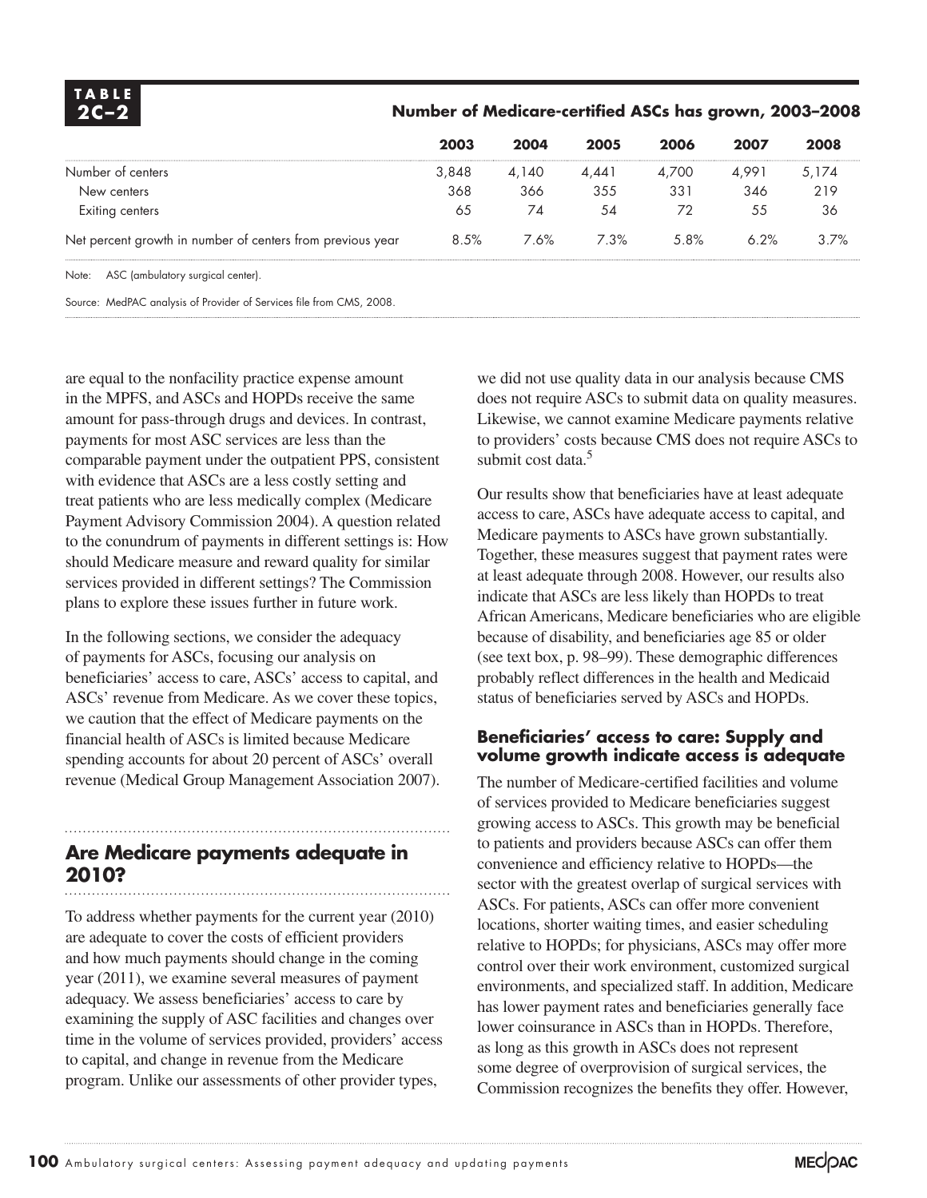**TABLE 2C–2**

**Number of Medicare-certified ASCs has grown, 2003–2008**

| | 2003 | 2004 | 2005 | 2006 | 2007 | 2008 |
|---|---|---|---|---|---|---|
| Number of centers | 3,848 | 4,140 | 4,441 | 4,700 | 4,991 | 5,174 |
| New centers | 368 | 366 | 355 | 331 | 346 | 219 |
| Exiting centers | 65 | 74 | 54 | 72 | 55 | 36 |
| Net percent growth in number of centers from previous year | 8.5% | 7.6% | 7.3% | 5.8% | 6.2% | 3.7% |

Note: ASC (ambulatory surgical center).

Source: MedPAC analysis of Provider of Services file from CMS, 2008.

are equal to the nonfacility practice expense amount in the MPFS, and ASCs and HOPDs receive the same amount for pass-through drugs and devices. In contrast, payments for most ASC services are less than the comparable payment under the outpatient PPS, consistent with evidence that ASCs are a less costly setting and treat patients who are less medically complex (Medicare Payment Advisory Commission 2004). A question related to the conundrum of payments in different settings is: How should Medicare measure and reward quality for similar services provided in different settings? The Commission plans to explore these issues further in future work.

In the following sections, we consider the adequacy of payments for ASCs, focusing our analysis on beneficiaries' access to care, ASCs' access to capital, and ASCs' revenue from Medicare. As we cover these topics, we caution that the effect of Medicare payments on the financial health of ASCs is limited because Medicare spending accounts for about 20 percent of ASCs' overall revenue (Medical Group Management Association 2007).

## Are Medicare payments adequate in 2010?

To address whether payments for the current year (2010) are adequate to cover the costs of efficient providers and how much payments should change in the coming year (2011), we examine several measures of payment adequacy. We assess beneficiaries' access to care by examining the supply of ASC facilities and changes over time in the volume of services provided, providers' access to capital, and change in revenue from the Medicare program. Unlike our assessments of other provider types, we did not use quality data in our analysis because CMS does not require ASCs to submit data on quality measures. Likewise, we cannot examine Medicare payments relative to providers' costs because CMS does not require ASCs to submit cost data.[5]

Our results show that beneficiaries have at least adequate access to care, ASCs have adequate access to capital, and Medicare payments to ASCs have grown substantially. Together, these measures suggest that payment rates were at least adequate through 2008. However, our results also indicate that ASCs are less likely than HOPDs to treat African Americans, Medicare beneficiaries who are eligible because of disability, and beneficiaries age 85 or older (see text box, p. 98–99). These demographic differences probably reflect differences in the health and Medicaid status of beneficiaries served by ASCs and HOPDs.

### Beneficiaries' access to care: Supply and volume growth indicate access is adequate

The number of Medicare-certified facilities and volume of services provided to Medicare beneficiaries suggest growing access to ASCs. This growth may be beneficial to patients and providers because ASCs can offer them convenience and efficiency relative to HOPDs—the sector with the greatest overlap of surgical services with ASCs. For patients, ASCs can offer more convenient locations, shorter waiting times, and easier scheduling relative to HOPDs; for physicians, ASCs may offer more control over their work environment, customized surgical environments, and specialized staff. In addition, Medicare has lower payment rates and beneficiaries generally face lower coinsurance in ASCs than in HOPDs. Therefore, as long as this growth in ASCs does not represent some degree of overprovision of surgical services, the Commission recognizes the benefits they offer. However,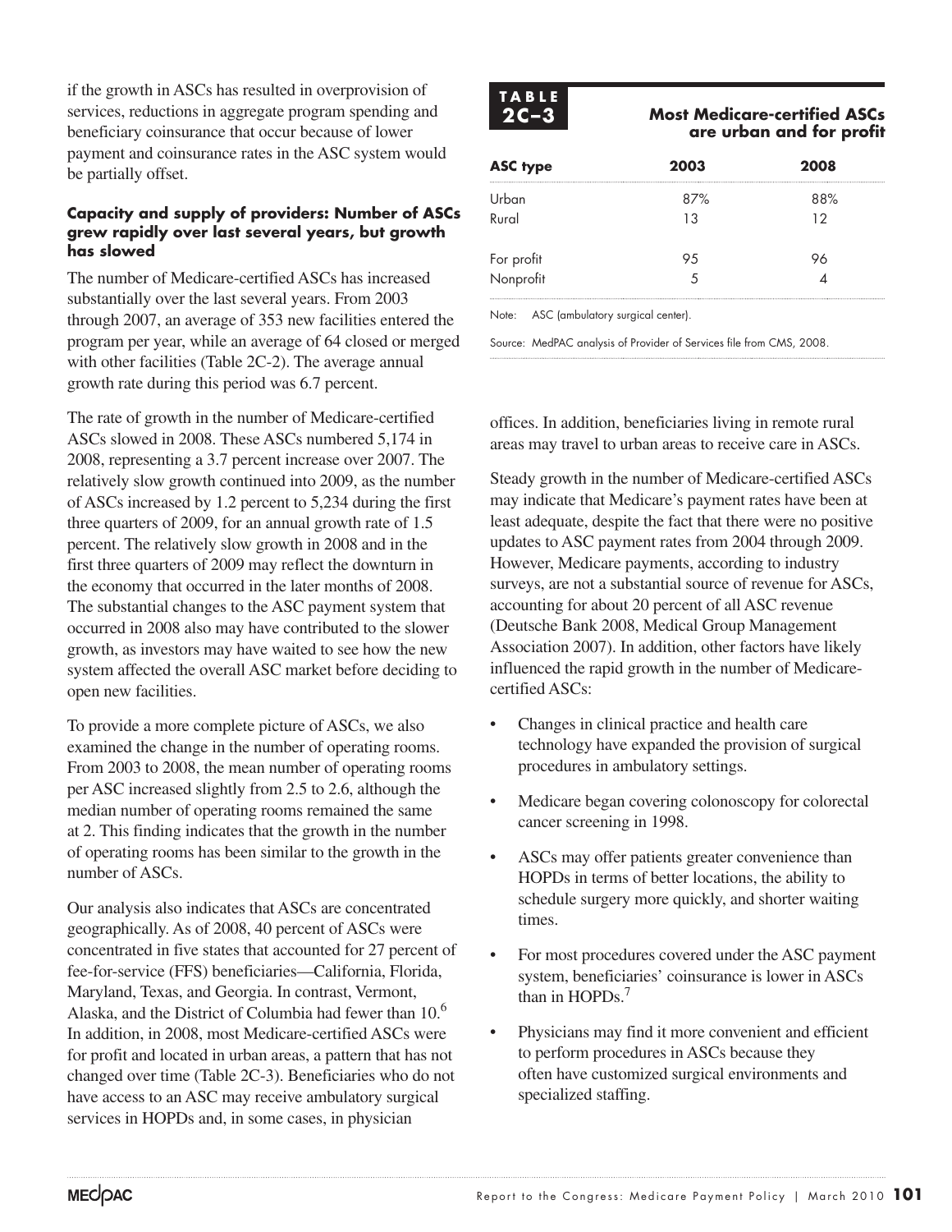if the growth in ASCs has resulted in overprovision of services, reductions in aggregate program spending and beneficiary coinsurance that occur because of lower payment and coinsurance rates in the ASC system would be partially offset.

### Capacity and supply of providers: Number of ASCs grew rapidly over last several years, but growth has slowed

The number of Medicare-certified ASCs has increased substantially over the last several years. From 2003 through 2007, an average of 353 new facilities entered the program per year, while an average of 64 closed or merged with other facilities (Table 2C-2). The average annual growth rate during this period was 6.7 percent.

The rate of growth in the number of Medicare-certified ASCs slowed in 2008. These ASCs numbered 5,174 in 2008, representing a 3.7 percent increase over 2007. The relatively slow growth continued into 2009, as the number of ASCs increased by 1.2 percent to 5,234 during the first three quarters of 2009, for an annual growth rate of 1.5 percent. The relatively slow growth in 2008 and in the first three quarters of 2009 may reflect the downturn in the economy that occurred in the later months of 2008. The substantial changes to the ASC payment system that occurred in 2008 also may have contributed to the slower growth, as investors may have waited to see how the new system affected the overall ASC market before deciding to open new facilities.

To provide a more complete picture of ASCs, we also examined the change in the number of operating rooms. From 2003 to 2008, the mean number of operating rooms per ASC increased slightly from 2.5 to 2.6, although the median number of operating rooms remained the same at 2. This finding indicates that the growth in the number of operating rooms has been similar to the growth in the number of ASCs.

Our analysis also indicates that ASCs are concentrated geographically. As of 2008, 40 percent of ASCs were concentrated in five states that accounted for 27 percent of fee-for-service (FFS) beneficiaries—California, Florida, Maryland, Texas, and Georgia. In contrast, Vermont, Alaska, and the District of Columbia had fewer than 10.[6] In addition, in 2008, most Medicare-certified ASCs were for profit and located in urban areas, a pattern that has not changed over time (Table 2C-3). Beneficiaries who do not have access to an ASC may receive ambulatory surgical services in HOPDs and, in some cases, in physician offices. In addition, beneficiaries living in remote rural areas may travel to urban areas to receive care in ASCs.

**TABLE 2C–3 Most Medicare-certified ASCs are urban and for profit**

| ASC type | 2003 | 2008 |
|---|---|---|
| Urban | 87% | 88% |
| Rural | 13 | 12 |
| For profit | 95 | 96 |
| Nonprofit | 5 | 4 |

Note: ASC (ambulatory surgical center).

Source: MedPAC analysis of Provider of Services file from CMS, 2008.

Steady growth in the number of Medicare-certified ASCs may indicate that Medicare's payment rates have been at least adequate, despite the fact that there were no positive updates to ASC payment rates from 2004 through 2009. However, Medicare payments, according to industry surveys, are not a substantial source of revenue for ASCs, accounting for about 20 percent of all ASC revenue (Deutsche Bank 2008, Medical Group Management Association 2007). In addition, other factors have likely influenced the rapid growth in the number of Medicare-certified ASCs:

- Changes in clinical practice and health care technology have expanded the provision of surgical procedures in ambulatory settings.
- Medicare began covering colonoscopy for colorectal cancer screening in 1998.
- ASCs may offer patients greater convenience than HOPDs in terms of better locations, the ability to schedule surgery more quickly, and shorter waiting times.
- For most procedures covered under the ASC payment system, beneficiaries' coinsurance is lower in ASCs than in HOPDs.[7]
- Physicians may find it more convenient and efficient to perform procedures in ASCs because they often have customized surgical environments and specialized staffing.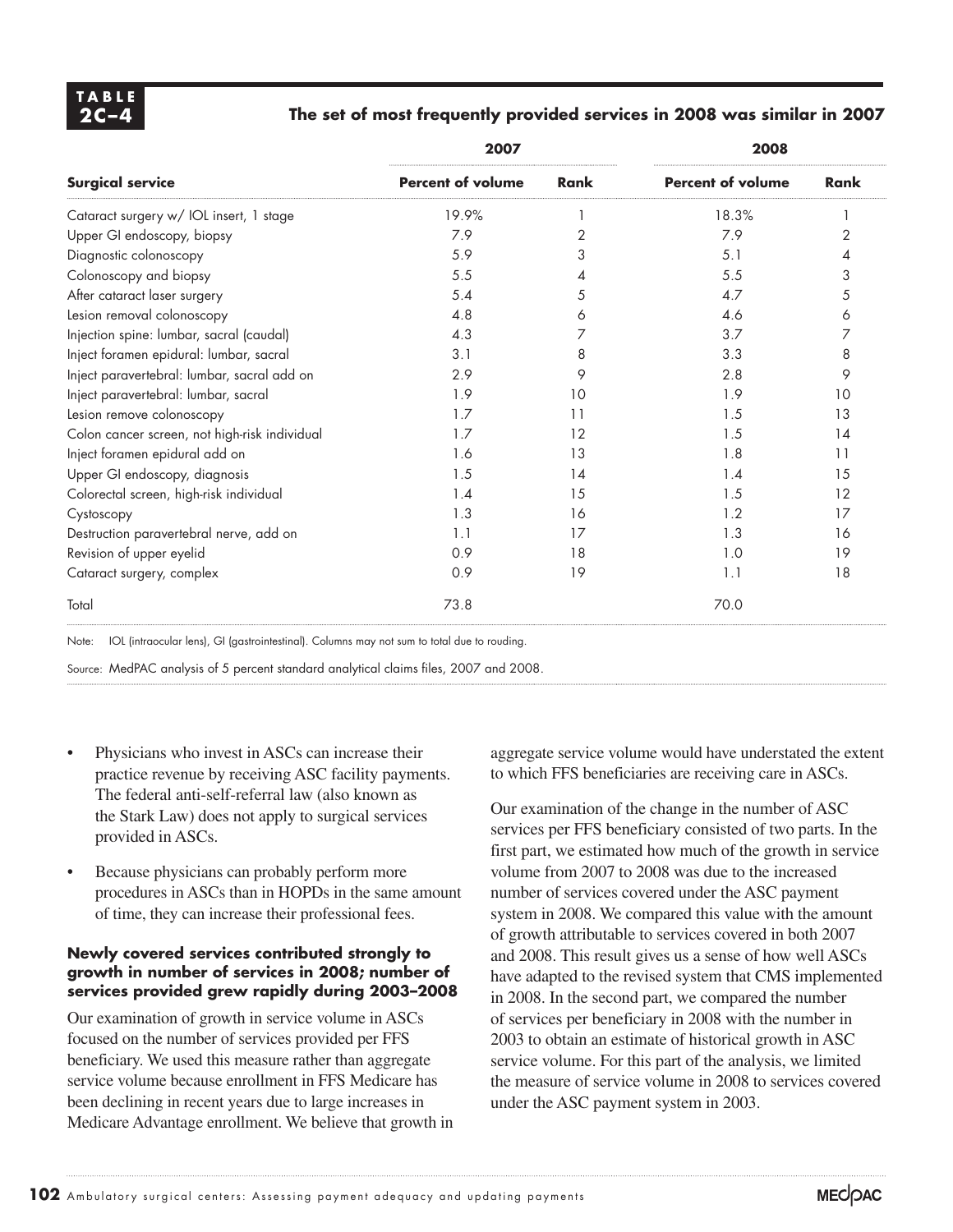**TABLE 2C–4**

**The set of most frequently provided services in 2008 was similar in 2007**

| Surgical service | 2007 Percent of volume | 2007 Rank | 2008 Percent of volume | 2008 Rank |
|---|---|---|---|---|
| Cataract surgery w/ IOL insert, 1 stage | 19.9% | 1 | 18.3% | 1 |
| Upper GI endoscopy, biopsy | 7.9 | 2 | 7.9 | 2 |
| Diagnostic colonoscopy | 5.9 | 3 | 5.1 | 4 |
| Colonoscopy and biopsy | 5.5 | 4 | 5.5 | 3 |
| After cataract laser surgery | 5.4 | 5 | 4.7 | 5 |
| Lesion removal colonoscopy | 4.8 | 6 | 4.6 | 6 |
| Injection spine: lumbar, sacral (caudal) | 4.3 | 7 | 3.7 | 7 |
| Inject foramen epidural: lumbar, sacral | 3.1 | 8 | 3.3 | 8 |
| Inject paravertebral: lumbar, sacral add on | 2.9 | 9 | 2.8 | 9 |
| Inject paravertebral: lumbar, sacral | 1.9 | 10 | 1.9 | 10 |
| Lesion remove colonoscopy | 1.7 | 11 | 1.5 | 13 |
| Colon cancer screen, not high-risk individual | 1.7 | 12 | 1.5 | 14 |
| Inject foramen epidural add on | 1.6 | 13 | 1.8 | 11 |
| Upper GI endoscopy, diagnosis | 1.5 | 14 | 1.4 | 15 |
| Colorectal screen, high-risk individual | 1.4 | 15 | 1.5 | 12 |
| Cystoscopy | 1.3 | 16 | 1.2 | 17 |
| Destruction paravertebral nerve, add on | 1.1 | 17 | 1.3 | 16 |
| Revision of upper eyelid | 0.9 | 18 | 1.0 | 19 |
| Cataract surgery, complex | 0.9 | 19 | 1.1 | 18 |
| Total | 73.8 | | 70.0 | |

Note: IOL (intraocular lens), GI (gastrointestinal). Columns may not sum to total due to rouding.

Source: MedPAC analysis of 5 percent standard analytical claims files, 2007 and 2008.

- Physicians who invest in ASCs can increase their practice revenue by receiving ASC facility payments. The federal anti-self-referral law (also known as the Stark Law) does not apply to surgical services provided in ASCs.
- Because physicians can probably perform more procedures in ASCs than in HOPDs in the same amount of time, they can increase their professional fees.

### Newly covered services contributed strongly to growth in number of services in 2008; number of services provided grew rapidly during 2003–2008

Our examination of growth in service volume in ASCs focused on the number of services provided per FFS beneficiary. We used this measure rather than aggregate service volume because enrollment in FFS Medicare has been declining in recent years due to large increases in Medicare Advantage enrollment. We believe that growth in aggregate service volume would have understated the extent to which FFS beneficiaries are receiving care in ASCs.

Our examination of the change in the number of ASC services per FFS beneficiary consisted of two parts. In the first part, we estimated how much of the growth in service volume from 2007 to 2008 was due to the increased number of services covered under the ASC payment system in 2008. We compared this value with the amount of growth attributable to services covered in both 2007 and 2008. This result gives us a sense of how well ASCs have adapted to the revised system that CMS implemented in 2008. In the second part, we compared the number of services per beneficiary in 2008 with the number in 2003 to obtain an estimate of historical growth in ASC service volume. For this part of the analysis, we limited the measure of service volume in 2008 to services covered under the ASC payment system in 2003.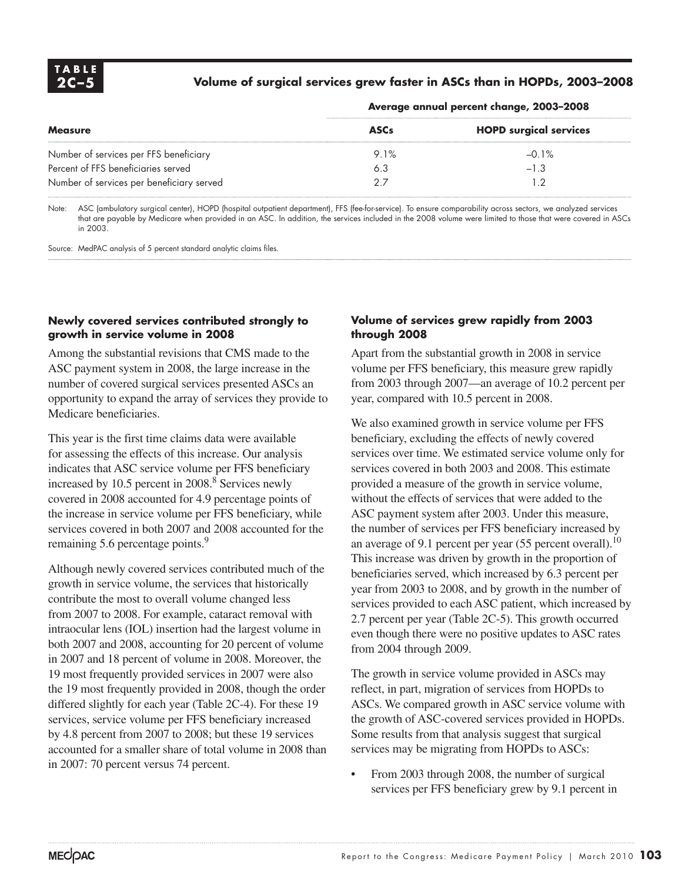**TABLE 2C–5**

**Volume of surgical services grew faster in ASCs than in HOPDs, 2003–2008**

| | Average annual percent change, 2003–2008 | |
|---|---|---|
| **Measure** | **ASCs** | **HOPD surgical services** |
| Number of services per FFS beneficiary | 9.1% | –0.1% |
| Percent of FFS beneficiaries served | 6.3 | –1.3 |
| Number of services per beneficiary served | 2.7 | 1.2 |

Note: ASC (ambulatory surgical center), HOPD (hospital outpatient department), FFS (fee-for-service). To ensure comparability across sectors, we analyzed services that are payable by Medicare when provided in an ASC. In addition, the services included in the 2008 volume were limited to those that were covered in ASCs in 2003.

Source: MedPAC analysis of 5 percent standard analytic claims files.

#### Newly covered services contributed strongly to growth in service volume in 2008

Among the substantial revisions that CMS made to the ASC payment system in 2008, the large increase in the number of covered surgical services presented ASCs an opportunity to expand the array of services they provide to Medicare beneficiaries.

This year is the first time claims data were available for assessing the effects of this increase. Our analysis indicates that ASC service volume per FFS beneficiary increased by 10.5 percent in 2008.[8] Services newly covered in 2008 accounted for 4.9 percentage points of the increase in service volume per FFS beneficiary, while services covered in both 2007 and 2008 accounted for the remaining 5.6 percentage points.[9]

Although newly covered services contributed much of the growth in service volume, the services that historically contribute the most to overall volume changed less from 2007 to 2008. For example, cataract removal with intraocular lens (IOL) insertion had the largest volume in both 2007 and 2008, accounting for 20 percent of volume in 2007 and 18 percent of volume in 2008. Moreover, the 19 most frequently provided services in 2007 were also the 19 most frequently provided in 2008, though the order differed slightly for each year (Table 2C-4). For these 19 services, service volume per FFS beneficiary increased by 4.8 percent from 2007 to 2008; but these 19 services accounted for a smaller share of total volume in 2008 than in 2007: 70 percent versus 74 percent.

#### Volume of services grew rapidly from 2003 through 2008

Apart from the substantial growth in 2008 in service volume per FFS beneficiary, this measure grew rapidly from 2003 through 2007—an average of 10.2 percent per year, compared with 10.5 percent in 2008.

We also examined growth in service volume per FFS beneficiary, excluding the effects of newly covered services over time. We estimated service volume only for services covered in both 2003 and 2008. This estimate provided a measure of the growth in service volume, without the effects of services that were added to the ASC payment system after 2003. Under this measure, the number of services per FFS beneficiary increased by an average of 9.1 percent per year (55 percent overall).[10] This increase was driven by growth in the proportion of beneficiaries served, which increased by 6.3 percent per year from 2003 to 2008, and by growth in the number of services provided to each ASC patient, which increased by 2.7 percent per year (Table 2C-5). This growth occurred even though there were no positive updates to ASC rates from 2004 through 2009.

The growth in service volume provided in ASCs may reflect, in part, migration of services from HOPDs to ASCs. We compared growth in ASC service volume with the growth of ASC-covered services provided in HOPDs. Some results from that analysis suggest that surgical services may be migrating from HOPDs to ASCs:

- From 2003 through 2008, the number of surgical services per FFS beneficiary grew by 9.1 percent in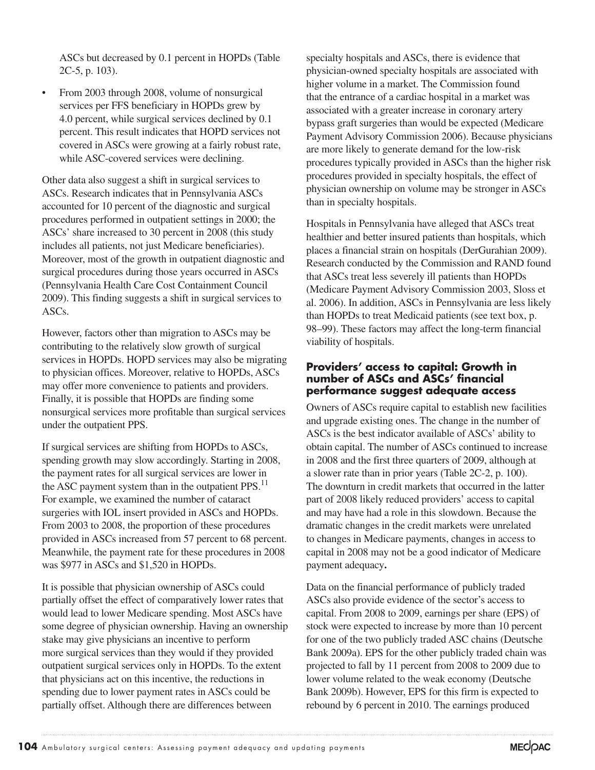ASCs but decreased by 0.1 percent in HOPDs (Table 2C-5, p. 103).

- From 2003 through 2008, volume of nonsurgical services per FFS beneficiary in HOPDs grew by 4.0 percent, while surgical services declined by 0.1 percent. This result indicates that HOPD services not covered in ASCs were growing at a fairly robust rate, while ASC-covered services were declining.

Other data also suggest a shift in surgical services to ASCs. Research indicates that in Pennsylvania ASCs accounted for 10 percent of the diagnostic and surgical procedures performed in outpatient settings in 2000; the ASCs' share increased to 30 percent in 2008 (this study includes all patients, not just Medicare beneficiaries). Moreover, most of the growth in outpatient diagnostic and surgical procedures during those years occurred in ASCs (Pennsylvania Health Care Cost Containment Council 2009). This finding suggests a shift in surgical services to ASCs.

However, factors other than migration to ASCs may be contributing to the relatively slow growth of surgical services in HOPDs. HOPD services may also be migrating to physician offices. Moreover, relative to HOPDs, ASCs may offer more convenience to patients and providers. Finally, it is possible that HOPDs are finding some nonsurgical services more profitable than surgical services under the outpatient PPS.

If surgical services are shifting from HOPDs to ASCs, spending growth may slow accordingly. Starting in 2008, the payment rates for all surgical services are lower in the ASC payment system than in the outpatient PPS.[11] For example, we examined the number of cataract surgeries with IOL insert provided in ASCs and HOPDs. From 2003 to 2008, the proportion of these procedures provided in ASCs increased from 57 percent to 68 percent. Meanwhile, the payment rate for these procedures in 2008 was $977 in ASCs and $1,520 in HOPDs.

It is possible that physician ownership of ASCs could partially offset the effect of comparatively lower rates that would lead to lower Medicare spending. Most ASCs have some degree of physician ownership. Having an ownership stake may give physicians an incentive to perform more surgical services than they would if they provided outpatient surgical services only in HOPDs. To the extent that physicians act on this incentive, the reductions in spending due to lower payment rates in ASCs could be partially offset. Although there are differences between specialty hospitals and ASCs, there is evidence that physician-owned specialty hospitals are associated with higher volume in a market. The Commission found that the entrance of a cardiac hospital in a market was associated with a greater increase in coronary artery bypass graft surgeries than would be expected (Medicare Payment Advisory Commission 2006). Because physicians are more likely to generate demand for the low-risk procedures typically provided in ASCs than the higher risk procedures provided in specialty hospitals, the effect of physician ownership on volume may be stronger in ASCs than in specialty hospitals.

Hospitals in Pennsylvania have alleged that ASCs treat healthier and better insured patients than hospitals, which places a financial strain on hospitals (DerGurahian 2009). Research conducted by the Commission and RAND found that ASCs treat less severely ill patients than HOPDs (Medicare Payment Advisory Commission 2003, Sloss et al. 2006). In addition, ASCs in Pennsylvania are less likely than HOPDs to treat Medicaid patients (see text box, p. 98–99). These factors may affect the long-term financial viability of hospitals.

### Providers' access to capital: Growth in number of ASCs and ASCs' financial performance suggest adequate access

Owners of ASCs require capital to establish new facilities and upgrade existing ones. The change in the number of ASCs is the best indicator available of ASCs' ability to obtain capital. The number of ASCs continued to increase in 2008 and the first three quarters of 2009, although at a slower rate than in prior years (Table 2C-2, p. 100). The downturn in credit markets that occurred in the latter part of 2008 likely reduced providers' access to capital and may have had a role in this slowdown. Because the dramatic changes in the credit markets were unrelated to changes in Medicare payments, changes in access to capital in 2008 may not be a good indicator of Medicare payment adequacy**.**

Data on the financial performance of publicly traded ASCs also provide evidence of the sector's access to capital. From 2008 to 2009, earnings per share (EPS) of stock were expected to increase by more than 10 percent for one of the two publicly traded ASC chains (Deutsche Bank 2009a). EPS for the other publicly traded chain was projected to fall by 11 percent from 2008 to 2009 due to lower volume related to the weak economy (Deutsche Bank 2009b). However, EPS for this firm is expected to rebound by 6 percent in 2010. The earnings produced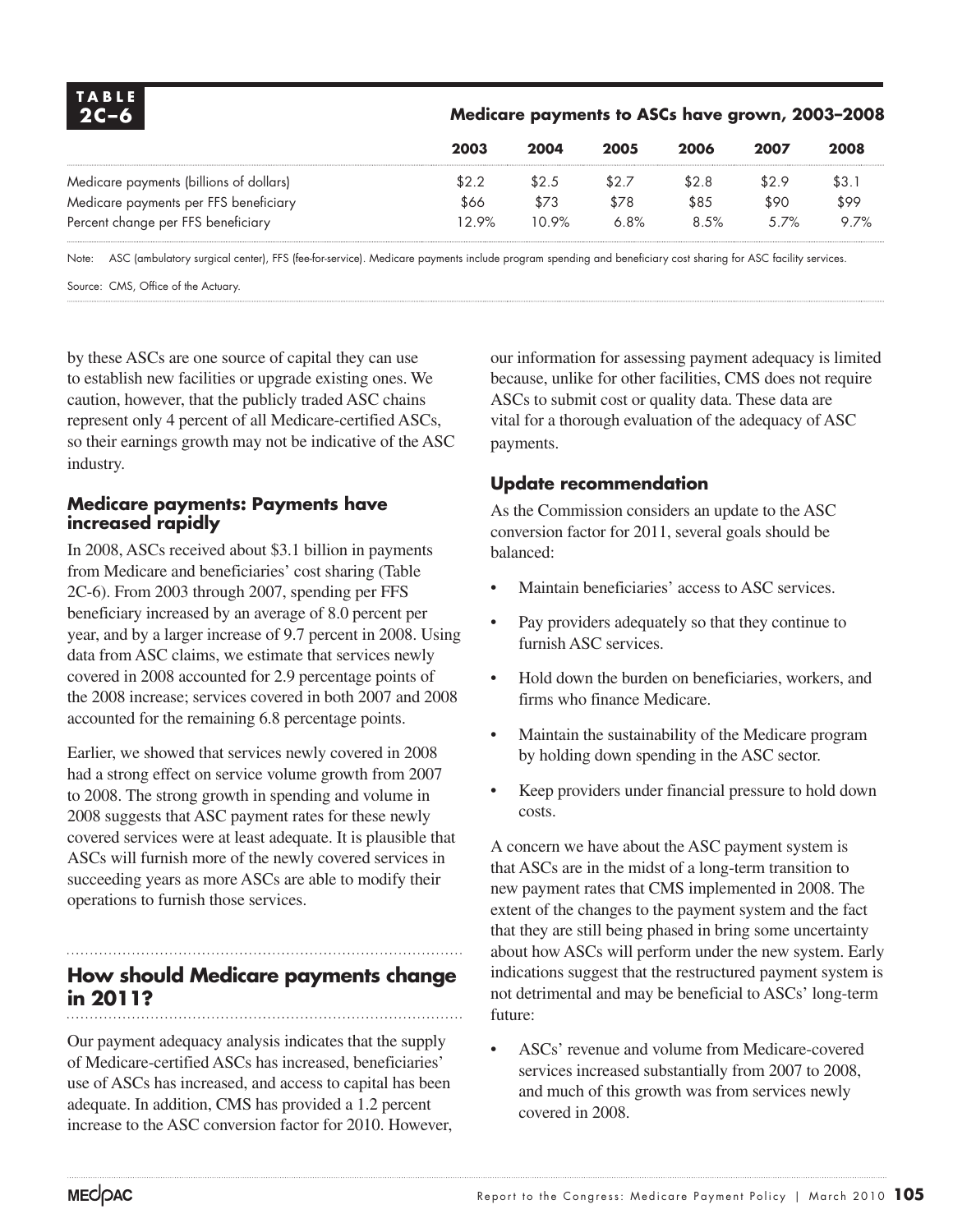**TABLE 2C–6**

**Medicare payments to ASCs have grown, 2003–2008**

| | 2003 | 2004 | 2005 | 2006 | 2007 | 2008 |
|---|---|---|---|---|---|---|
| Medicare payments (billions of dollars) | $2.2 | $2.5 | $2.7 | $2.8 | $2.9 | $3.1 |
| Medicare payments per FFS beneficiary | $66 | $73 | $78 | $85 | $90 | $99 |
| Percent change per FFS beneficiary | 12.9% | 10.9% | 6.8% | 8.5% | 5.7% | 9.7% |

Note: ASC (ambulatory surgical center), FFS (fee-for-service). Medicare payments include program spending and beneficiary cost sharing for ASC facility services.

Source: CMS, Office of the Actuary.

by these ASCs are one source of capital they can use to establish new facilities or upgrade existing ones. We caution, however, that the publicly traded ASC chains represent only 4 percent of all Medicare-certified ASCs, so their earnings growth may not be indicative of the ASC industry.

### Medicare payments: Payments have increased rapidly

In 2008, ASCs received about $3.1 billion in payments from Medicare and beneficiaries' cost sharing (Table 2C-6). From 2003 through 2007, spending per FFS beneficiary increased by an average of 8.0 percent per year, and by a larger increase of 9.7 percent in 2008. Using data from ASC claims, we estimate that services newly covered in 2008 accounted for 2.9 percentage points of the 2008 increase; services covered in both 2007 and 2008 accounted for the remaining 6.8 percentage points.

Earlier, we showed that services newly covered in 2008 had a strong effect on service volume growth from 2007 to 2008. The strong growth in spending and volume in 2008 suggests that ASC payment rates for these newly covered services were at least adequate. It is plausible that ASCs will furnish more of the newly covered services in succeeding years as more ASCs are able to modify their operations to furnish those services.

## How should Medicare payments change in 2011?

Our payment adequacy analysis indicates that the supply of Medicare-certified ASCs has increased, beneficiaries' use of ASCs has increased, and access to capital has been adequate. In addition, CMS has provided a 1.2 percent increase to the ASC conversion factor for 2010. However, our information for assessing payment adequacy is limited because, unlike for other facilities, CMS does not require ASCs to submit cost or quality data. These data are vital for a thorough evaluation of the adequacy of ASC payments.

### Update recommendation

As the Commission considers an update to the ASC conversion factor for 2011, several goals should be balanced:

- Maintain beneficiaries' access to ASC services.
- Pay providers adequately so that they continue to furnish ASC services.
- Hold down the burden on beneficiaries, workers, and firms who finance Medicare.
- Maintain the sustainability of the Medicare program by holding down spending in the ASC sector.
- Keep providers under financial pressure to hold down costs.

A concern we have about the ASC payment system is that ASCs are in the midst of a long-term transition to new payment rates that CMS implemented in 2008. The extent of the changes to the payment system and the fact that they are still being phased in bring some uncertainty about how ASCs will perform under the new system. Early indications suggest that the restructured payment system is not detrimental and may be beneficial to ASCs' long-term future:

- ASCs' revenue and volume from Medicare-covered services increased substantially from 2007 to 2008, and much of this growth was from services newly covered in 2008.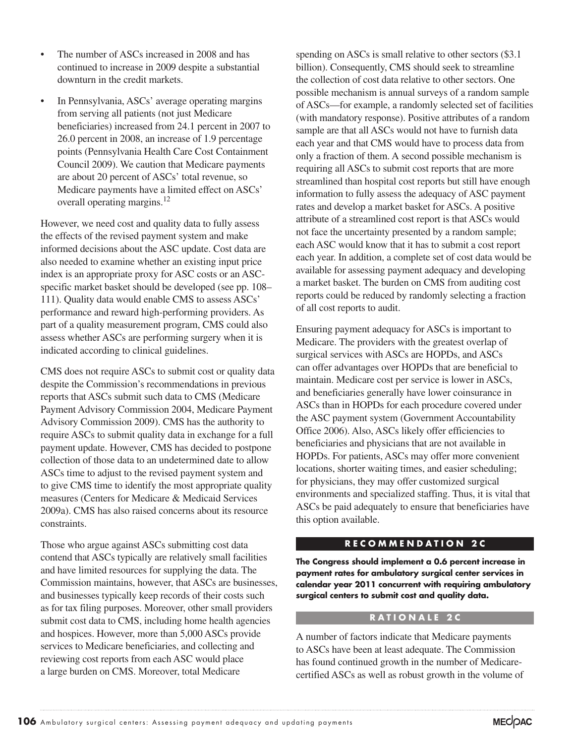- The number of ASCs increased in 2008 and has continued to increase in 2009 despite a substantial downturn in the credit markets.
- In Pennsylvania, ASCs' average operating margins from serving all patients (not just Medicare beneficiaries) increased from 24.1 percent in 2007 to 26.0 percent in 2008, an increase of 1.9 percentage points (Pennsylvania Health Care Cost Containment Council 2009). We caution that Medicare payments are about 20 percent of ASCs' total revenue, so Medicare payments have a limited effect on ASCs' overall operating margins.[12]

However, we need cost and quality data to fully assess the effects of the revised payment system and make informed decisions about the ASC update. Cost data are also needed to examine whether an existing input price index is an appropriate proxy for ASC costs or an ASC-specific market basket should be developed (see pp. 108–111). Quality data would enable CMS to assess ASCs' performance and reward high-performing providers. As part of a quality measurement program, CMS could also assess whether ASCs are performing surgery when it is indicated according to clinical guidelines.

CMS does not require ASCs to submit cost or quality data despite the Commission's recommendations in previous reports that ASCs submit such data to CMS (Medicare Payment Advisory Commission 2004, Medicare Payment Advisory Commission 2009). CMS has the authority to require ASCs to submit quality data in exchange for a full payment update. However, CMS has decided to postpone collection of those data to an undetermined date to allow ASCs time to adjust to the revised payment system and to give CMS time to identify the most appropriate quality measures (Centers for Medicare & Medicaid Services 2009a). CMS has also raised concerns about its resource constraints.

Those who argue against ASCs submitting cost data contend that ASCs typically are relatively small facilities and have limited resources for supplying the data. The Commission maintains, however, that ASCs are businesses, and businesses typically keep records of their costs such as for tax filing purposes. Moreover, other small providers submit cost data to CMS, including home health agencies and hospices. However, more than 5,000 ASCs provide services to Medicare beneficiaries, and collecting and reviewing cost reports from each ASC would place a large burden on CMS. Moreover, total Medicare spending on ASCs is small relative to other sectors ($3.1 billion). Consequently, CMS should seek to streamline the collection of cost data relative to other sectors. One possible mechanism is annual surveys of a random sample of ASCs—for example, a randomly selected set of facilities (with mandatory response). Positive attributes of a random sample are that all ASCs would not have to furnish data each year and that CMS would have to process data from only a fraction of them. A second possible mechanism is requiring all ASCs to submit cost reports that are more streamlined than hospital cost reports but still have enough information to fully assess the adequacy of ASC payment rates and develop a market basket for ASCs. A positive attribute of a streamlined cost report is that ASCs would not face the uncertainty presented by a random sample; each ASC would know that it has to submit a cost report each year. In addition, a complete set of cost data would be available for assessing payment adequacy and developing a market basket. The burden on CMS from auditing cost reports could be reduced by randomly selecting a fraction of all cost reports to audit.

Ensuring payment adequacy for ASCs is important to Medicare. The providers with the greatest overlap of surgical services with ASCs are HOPDs, and ASCs can offer advantages over HOPDs that are beneficial to maintain. Medicare cost per service is lower in ASCs, and beneficiaries generally have lower coinsurance in ASCs than in HOPDs for each procedure covered under the ASC payment system (Government Accountability Office 2006). Also, ASCs likely offer efficiencies to beneficiaries and physicians that are not available in HOPDs. For patients, ASCs may offer more convenient locations, shorter waiting times, and easier scheduling; for physicians, they may offer customized surgical environments and specialized staffing. Thus, it is vital that ASCs be paid adequately to ensure that beneficiaries have this option available.

## RECOMMENDATION 2C

**The Congress should implement a 0.6 percent increase in payment rates for ambulatory surgical center services in calendar year 2011 concurrent with requiring ambulatory surgical centers to submit cost and quality data.**

## RATIONALE 2C

A number of factors indicate that Medicare payments to ASCs have been at least adequate. The Commission has found continued growth in the number of Medicare-certified ASCs as well as robust growth in the volume of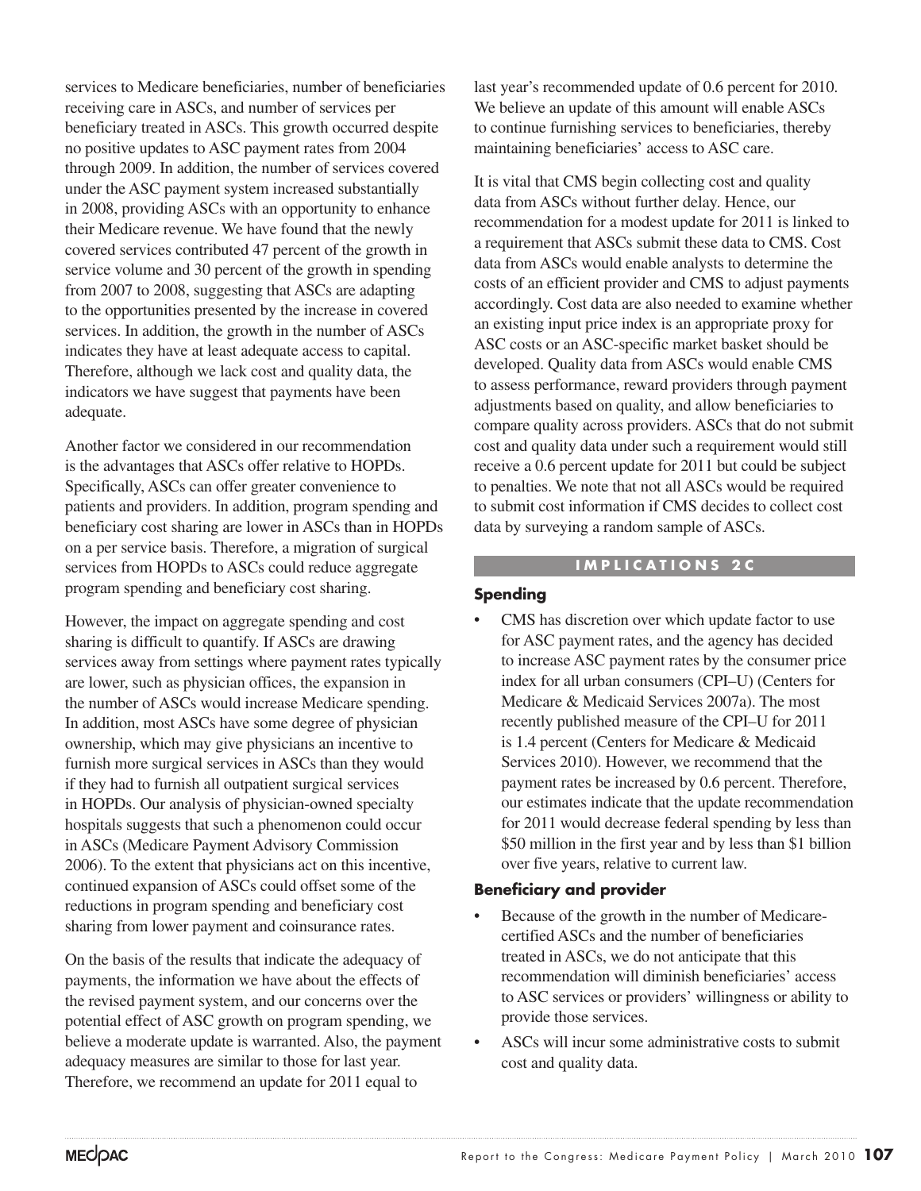services to Medicare beneficiaries, number of beneficiaries receiving care in ASCs, and number of services per beneficiary treated in ASCs. This growth occurred despite no positive updates to ASC payment rates from 2004 through 2009. In addition, the number of services covered under the ASC payment system increased substantially in 2008, providing ASCs with an opportunity to enhance their Medicare revenue. We have found that the newly covered services contributed 47 percent of the growth in service volume and 30 percent of the growth in spending from 2007 to 2008, suggesting that ASCs are adapting to the opportunities presented by the increase in covered services. In addition, the growth in the number of ASCs indicates they have at least adequate access to capital. Therefore, although we lack cost and quality data, the indicators we have suggest that payments have been adequate.

Another factor we considered in our recommendation is the advantages that ASCs offer relative to HOPDs. Specifically, ASCs can offer greater convenience to patients and providers. In addition, program spending and beneficiary cost sharing are lower in ASCs than in HOPDs on a per service basis. Therefore, a migration of surgical services from HOPDs to ASCs could reduce aggregate program spending and beneficiary cost sharing.

However, the impact on aggregate spending and cost sharing is difficult to quantify. If ASCs are drawing services away from settings where payment rates typically are lower, such as physician offices, the expansion in the number of ASCs would increase Medicare spending. In addition, most ASCs have some degree of physician ownership, which may give physicians an incentive to furnish more surgical services in ASCs than they would if they had to furnish all outpatient surgical services in HOPDs. Our analysis of physician-owned specialty hospitals suggests that such a phenomenon could occur in ASCs (Medicare Payment Advisory Commission 2006). To the extent that physicians act on this incentive, continued expansion of ASCs could offset some of the reductions in program spending and beneficiary cost sharing from lower payment and coinsurance rates.

On the basis of the results that indicate the adequacy of payments, the information we have about the effects of the revised payment system, and our concerns over the potential effect of ASC growth on program spending, we believe a moderate update is warranted. Also, the payment adequacy measures are similar to those for last year. Therefore, we recommend an update for 2011 equal to last year's recommended update of 0.6 percent for 2010. We believe an update of this amount will enable ASCs to continue furnishing services to beneficiaries, thereby maintaining beneficiaries' access to ASC care.

It is vital that CMS begin collecting cost and quality data from ASCs without further delay. Hence, our recommendation for a modest update for 2011 is linked to a requirement that ASCs submit these data to CMS. Cost data from ASCs would enable analysts to determine the costs of an efficient provider and CMS to adjust payments accordingly. Cost data are also needed to examine whether an existing input price index is an appropriate proxy for ASC costs or an ASC-specific market basket should be developed. Quality data from ASCs would enable CMS to assess performance, reward providers through payment adjustments based on quality, and allow beneficiaries to compare quality across providers. ASCs that do not submit cost and quality data under such a requirement would still receive a 0.6 percent update for 2011 but could be subject to penalties. We note that not all ASCs would be required to submit cost information if CMS decides to collect cost data by surveying a random sample of ASCs.

## IMPLICATIONS 2C

### Spending

- CMS has discretion over which update factor to use for ASC payment rates, and the agency has decided to increase ASC payment rates by the consumer price index for all urban consumers (CPI–U) (Centers for Medicare & Medicaid Services 2007a). The most recently published measure of the CPI–U for 2011 is 1.4 percent (Centers for Medicare & Medicaid Services 2010). However, we recommend that the payment rates be increased by 0.6 percent. Therefore, our estimates indicate that the update recommendation for 2011 would decrease federal spending by less than \$50 million in the first year and by less than \$1 billion over five years, relative to current law.

### Beneficiary and provider

- Because of the growth in the number of Medicare-certified ASCs and the number of beneficiaries treated in ASCs, we do not anticipate that this recommendation will diminish beneficiaries' access to ASC services or providers' willingness or ability to provide those services.
- ASCs will incur some administrative costs to submit cost and quality data.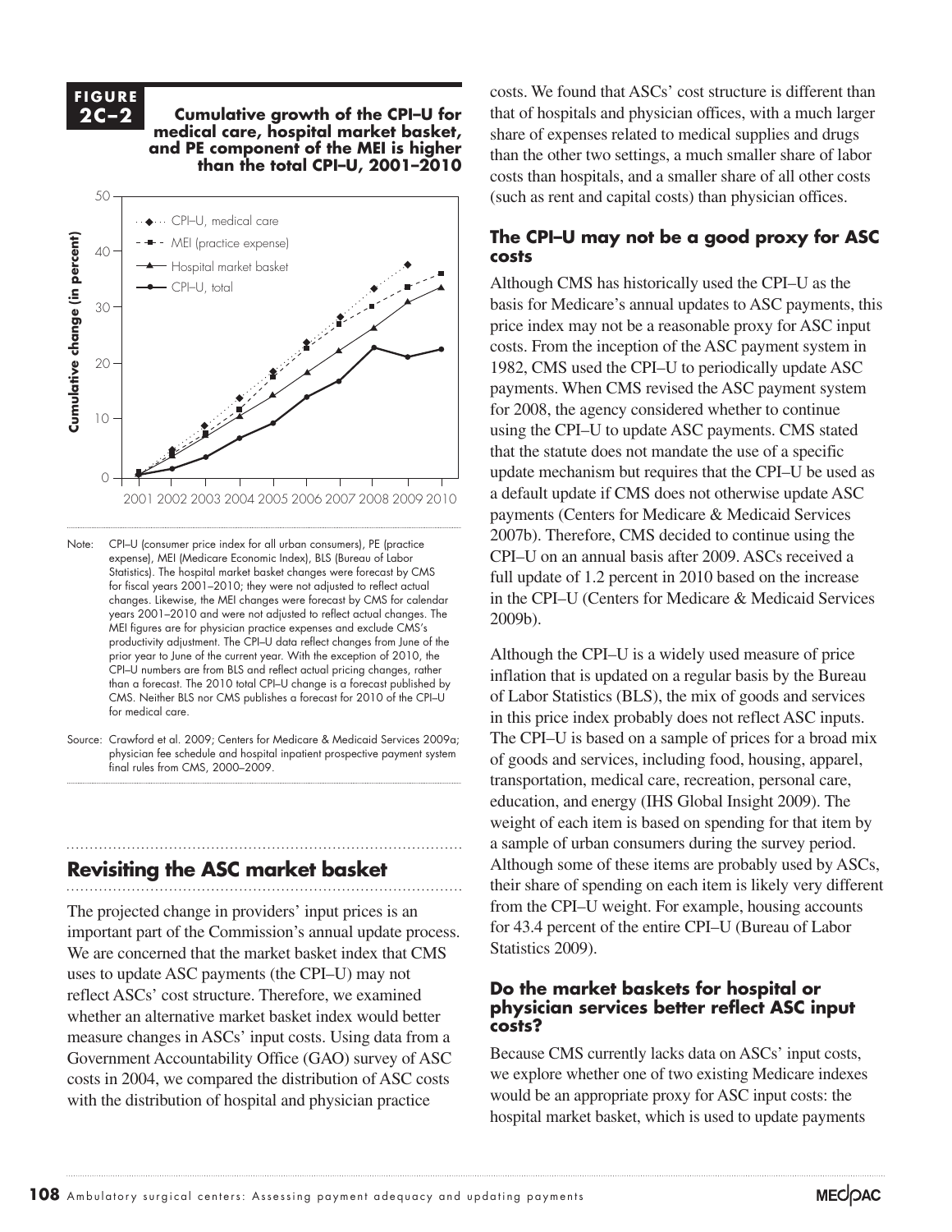**FIGURE 2C–2**

**Cumulative growth of the CPI–U for medical care, hospital market basket, and PE component of the MEI is higher than the total CPI–U, 2001–2010**

Note: CPI–U (consumer price index for all urban consumers), PE (practice expense), MEI (Medicare Economic Index), BLS (Bureau of Labor Statistics). The hospital market basket changes were forecast by CMS for fiscal years 2001–2010; they were not adjusted to reflect actual changes. Likewise, the MEI changes were forecast by CMS for calendar years 2001–2010 and were not adjusted to reflect actual changes. The MEI figures are for physician practice expenses and exclude CMS's productivity adjustment. The CPI–U data reflect changes from June of the prior year to June of the current year. With the exception of 2010, the CPI–U numbers are from BLS and reflect actual pricing changes, rather than a forecast. The 2010 total CPI–U change is a forecast published by CMS. Neither BLS nor CMS publishes a forecast for 2010 of the CPI–U for medical care.

Source: Crawford et al. 2009; Centers for Medicare & Medicaid Services 2009a; physician fee schedule and hospital inpatient prospective payment system final rules from CMS, 2000–2009.

## Revisiting the ASC market basket

The projected change in providers' input prices is an important part of the Commission's annual update process. We are concerned that the market basket index that CMS uses to update ASC payments (the CPI–U) may not reflect ASCs' cost structure. Therefore, we examined whether an alternative market basket index would better measure changes in ASCs' input costs. Using data from a Government Accountability Office (GAO) survey of ASC costs in 2004, we compared the distribution of ASC costs with the distribution of hospital and physician practice costs. We found that ASCs' cost structure is different than that of hospitals and physician offices, with a much larger share of expenses related to medical supplies and drugs than the other two settings, a much smaller share of labor costs than hospitals, and a smaller share of all other costs (such as rent and capital costs) than physician offices.

### The CPI–U may not be a good proxy for ASC costs

Although CMS has historically used the CPI–U as the basis for Medicare's annual updates to ASC payments, this price index may not be a reasonable proxy for ASC input costs. From the inception of the ASC payment system in 1982, CMS used the CPI–U to periodically update ASC payments. When CMS revised the ASC payment system for 2008, the agency considered whether to continue using the CPI–U to update ASC payments. CMS stated that the statute does not mandate the use of a specific update mechanism but requires that the CPI–U be used as a default update if CMS does not otherwise update ASC payments (Centers for Medicare & Medicaid Services 2007b). Therefore, CMS decided to continue using the CPI–U on an annual basis after 2009. ASCs received a full update of 1.2 percent in 2010 based on the increase in the CPI–U (Centers for Medicare & Medicaid Services 2009b).

Although the CPI–U is a widely used measure of price inflation that is updated on a regular basis by the Bureau of Labor Statistics (BLS), the mix of goods and services in this price index probably does not reflect ASC inputs. The CPI–U is based on a sample of prices for a broad mix of goods and services, including food, housing, apparel, transportation, medical care, recreation, personal care, education, and energy (IHS Global Insight 2009). The weight of each item is based on spending for that item by a sample of urban consumers during the survey period. Although some of these items are probably used by ASCs, their share of spending on each item is likely very different from the CPI–U weight. For example, housing accounts for 43.4 percent of the entire CPI–U (Bureau of Labor Statistics 2009).

### Do the market baskets for hospital or physician services better reflect ASC input costs?

Because CMS currently lacks data on ASCs' input costs, we explore whether one of two existing Medicare indexes would be an appropriate proxy for ASC input costs: the hospital market basket, which is used to update payments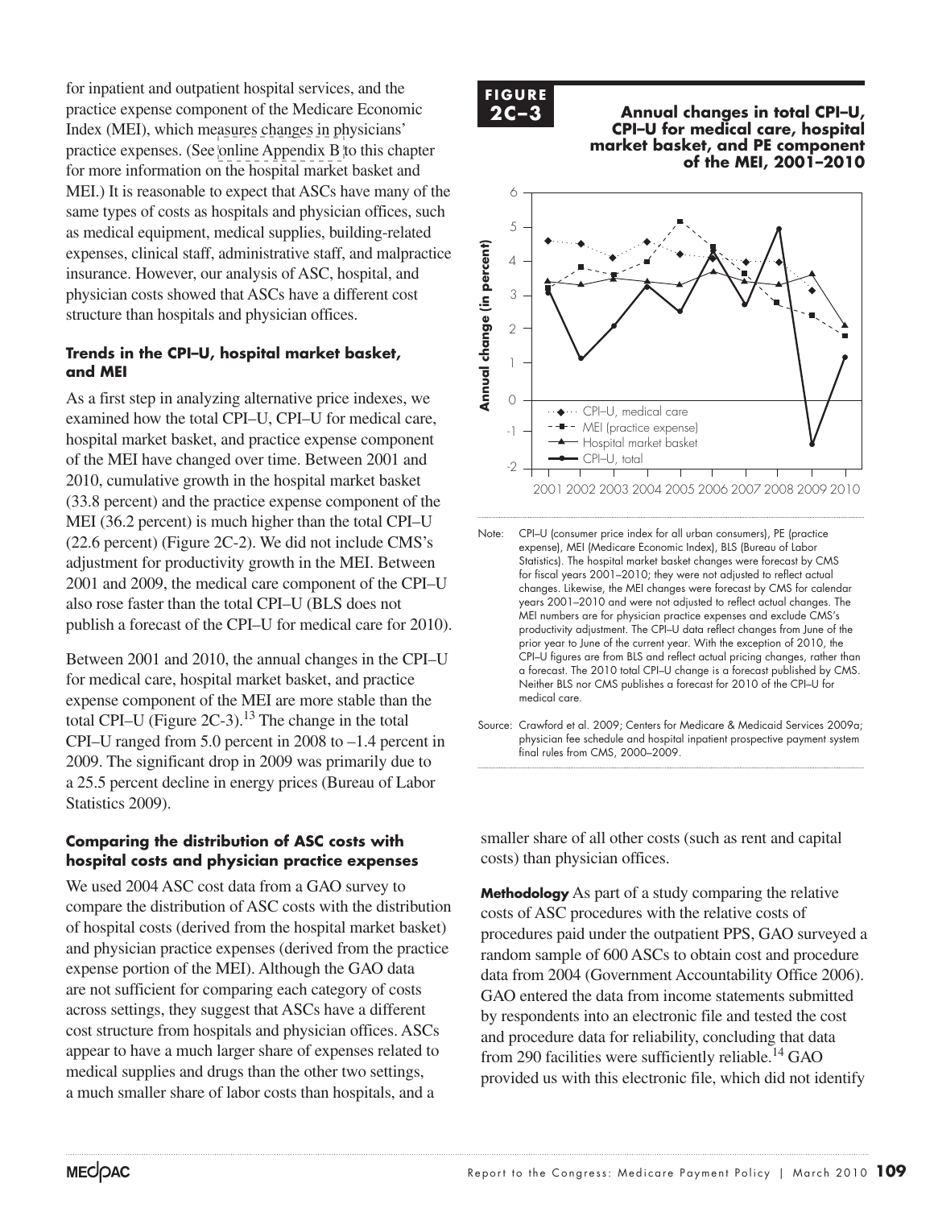for inpatient and outpatient hospital services, and the practice expense component of the Medicare Economic Index (MEI), which measures changes in physicians' practice expenses. (See online Appendix B to this chapter for more information on the hospital market basket and MEI.) It is reasonable to expect that ASCs have many of the same types of costs as hospitals and physician offices, such as medical equipment, medical supplies, building-related expenses, clinical staff, administrative staff, and malpractice insurance. However, our analysis of ASC, hospital, and physician costs showed that ASCs have a different cost structure than hospitals and physician offices.

### Trends in the CPI–U, hospital market basket, and MEI

As a first step in analyzing alternative price indexes, we examined how the total CPI–U, CPI–U for medical care, hospital market basket, and practice expense component of the MEI have changed over time. Between 2001 and 2010, cumulative growth in the hospital market basket (33.8 percent) and the practice expense component of the MEI (36.2 percent) is much higher than the total CPI–U (22.6 percent) (Figure 2C-2). We did not include CMS's adjustment for productivity growth in the MEI. Between 2001 and 2009, the medical care component of the CPI–U also rose faster than the total CPI–U (BLS does not publish a forecast of the CPI–U for medical care for 2010).

Between 2001 and 2010, the annual changes in the CPI–U for medical care, hospital market basket, and practice expense component of the MEI are more stable than the total CPI–U (Figure 2C-3).[13] The change in the total CPI–U ranged from 5.0 percent in 2008 to –1.4 percent in 2009. The significant drop in 2009 was primarily due to a 25.5 percent decline in energy prices (Bureau of Labor Statistics 2009).

**FIGURE 2C–3** **Annual changes in total CPI–U, CPI–U for medical care, hospital market basket, and PE component of the MEI, 2001–2010**

Note: CPI–U (consumer price index for all urban consumers), PE (practice expense), MEI (Medicare Economic Index), BLS (Bureau of Labor Statistics). The hospital market basket changes were forecast by CMS for fiscal years 2001–2010; they were not adjusted to reflect actual changes. Likewise, the MEI changes were forecast by CMS for calendar years 2001–2010 and were not adjusted to reflect actual changes. The MEI numbers are for physician practice expenses and exclude CMS's productivity adjustment. The CPI–U data reflect changes from June of the prior year to June of the current year. With the exception of 2010, the CPI–U figures are from BLS and reflect actual pricing changes, rather than a forecast. The 2010 total CPI–U change is a forecast published by CMS. Neither BLS nor CMS publishes a forecast for 2010 of the CPI–U for medical care.

Source: Crawford et al. 2009; Centers for Medicare & Medicaid Services 2009a; physician fee schedule and hospital inpatient prospective payment system final rules from CMS, 2000–2009.

### Comparing the distribution of ASC costs with hospital costs and physician practice expenses

We used 2004 ASC cost data from a GAO survey to compare the distribution of ASC costs with the distribution of hospital costs (derived from the hospital market basket) and physician practice expenses (derived from the practice expense portion of the MEI). Although the GAO data are not sufficient for comparing each category of costs across settings, they suggest that ASCs have a different cost structure from hospitals and physician offices. ASCs appear to have a much larger share of expenses related to medical supplies and drugs than the other two settings, a much smaller share of labor costs than hospitals, and a smaller share of all other costs (such as rent and capital costs) than physician offices.

**Methodology** As part of a study comparing the relative costs of ASC procedures with the relative costs of procedures paid under the outpatient PPS, GAO surveyed a random sample of 600 ASCs to obtain cost and procedure data from 2004 (Government Accountability Office 2006). GAO entered the data from income statements submitted by respondents into an electronic file and tested the cost and procedure data for reliability, concluding that data from 290 facilities were sufficiently reliable.[14] GAO provided us with this electronic file, which did not identify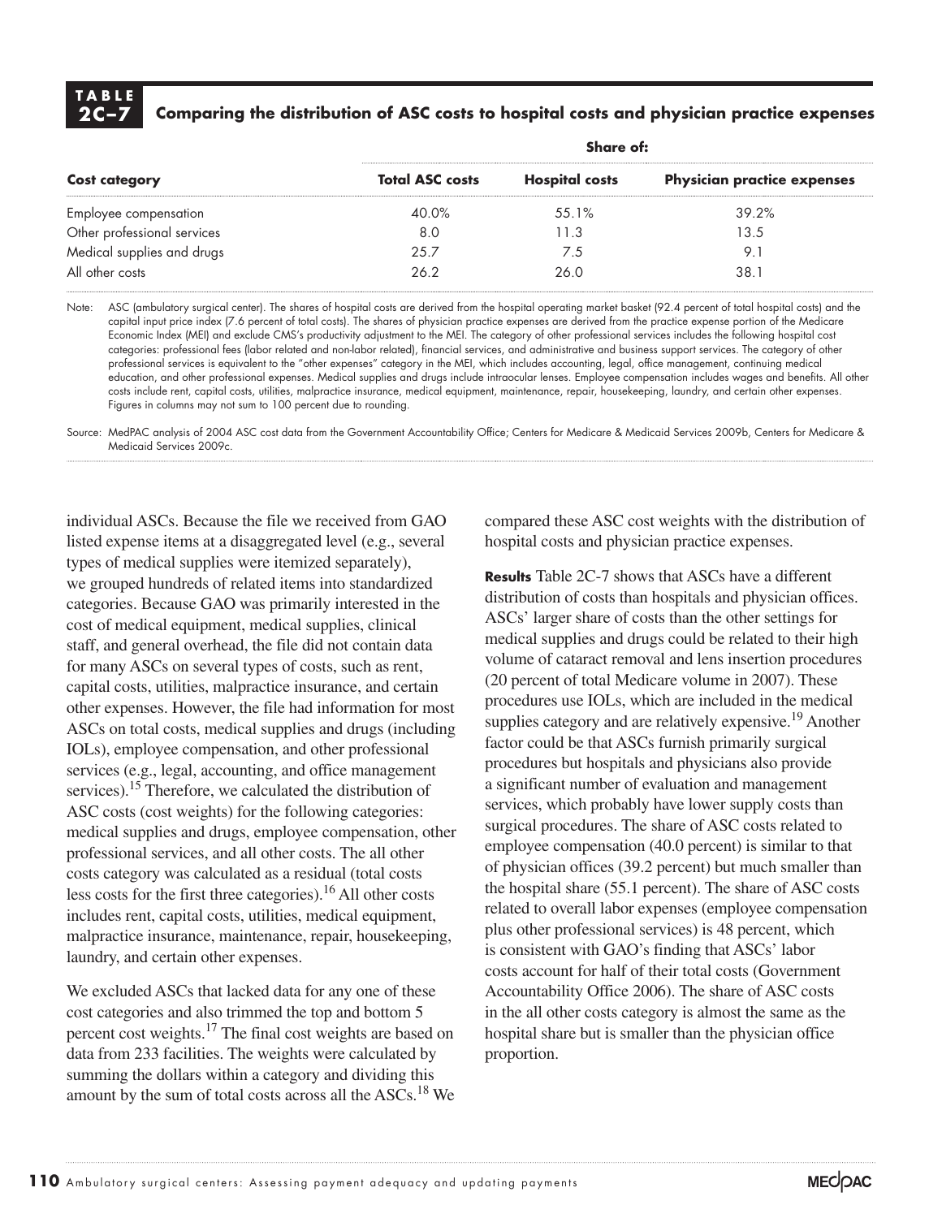**TABLE 2C–7** **Comparing the distribution of ASC costs to hospital costs and physician practice expenses**

| Cost category | Share of: | | |
|---|---|---|---|
| | **Total ASC costs** | **Hospital costs** | **Physician practice expenses** |
| Employee compensation | 40.0% | 55.1% | 39.2% |
| Other professional services | 8.0 | 11.3 | 13.5 |
| Medical supplies and drugs | 25.7 | 7.5 | 9.1 |
| All other costs | 26.2 | 26.0 | 38.1 |

Note: ASC (ambulatory surgical center). The shares of hospital costs are derived from the hospital operating market basket (92.4 percent of total hospital costs) and the capital input price index (7.6 percent of total costs). The shares of physician practice expenses are derived from the practice expense portion of the Medicare Economic Index (MEI) and exclude CMS's productivity adjustment to the MEI. The category of other professional services includes the following hospital cost categories: professional fees (labor related and non-labor related), financial services, and administrative and business support services. The category of other professional services is equivalent to the "other expenses" category in the MEI, which includes accounting, legal, office management, continuing medical education, and other professional expenses. Medical supplies and drugs include intraocular lenses. Employee compensation includes wages and benefits. All other costs include rent, capital costs, utilities, malpractice insurance, medical equipment, maintenance, repair, housekeeping, laundry, and certain other expenses. Figures in columns may not sum to 100 percent due to rounding.

Source: MedPAC analysis of 2004 ASC cost data from the Government Accountability Office; Centers for Medicare & Medicaid Services 2009b, Centers for Medicare & Medicaid Services 2009c.

individual ASCs. Because the file we received from GAO listed expense items at a disaggregated level (e.g., several types of medical supplies were itemized separately), we grouped hundreds of related items into standardized categories. Because GAO was primarily interested in the cost of medical equipment, medical supplies, clinical staff, and general overhead, the file did not contain data for many ASCs on several types of costs, such as rent, capital costs, utilities, malpractice insurance, and certain other expenses. However, the file had information for most ASCs on total costs, medical supplies and drugs (including IOLs), employee compensation, and other professional services (e.g., legal, accounting, and office management services).[15] Therefore, we calculated the distribution of ASC costs (cost weights) for the following categories: medical supplies and drugs, employee compensation, other professional services, and all other costs. The all other costs category was calculated as a residual (total costs less costs for the first three categories).[16] All other costs includes rent, capital costs, utilities, medical equipment, malpractice insurance, maintenance, repair, housekeeping, laundry, and certain other expenses.

We excluded ASCs that lacked data for any one of these cost categories and also trimmed the top and bottom 5 percent cost weights.[17] The final cost weights are based on data from 233 facilities. The weights were calculated by summing the dollars within a category and dividing this amount by the sum of total costs across all the ASCs.[18] We compared these ASC cost weights with the distribution of hospital costs and physician practice expenses.

**Results** Table 2C-7 shows that ASCs have a different distribution of costs than hospitals and physician offices. ASCs' larger share of costs than the other settings for medical supplies and drugs could be related to their high volume of cataract removal and lens insertion procedures (20 percent of total Medicare volume in 2007). These procedures use IOLs, which are included in the medical supplies category and are relatively expensive.[19] Another factor could be that ASCs furnish primarily surgical procedures but hospitals and physicians also provide a significant number of evaluation and management services, which probably have lower supply costs than surgical procedures. The share of ASC costs related to employee compensation (40.0 percent) is similar to that of physician offices (39.2 percent) but much smaller than the hospital share (55.1 percent). The share of ASC costs related to overall labor expenses (employee compensation plus other professional services) is 48 percent, which is consistent with GAO's finding that ASCs' labor costs account for half of their total costs (Government Accountability Office 2006). The share of ASC costs in the all other costs category is almost the same as the hospital share but is smaller than the physician office proportion.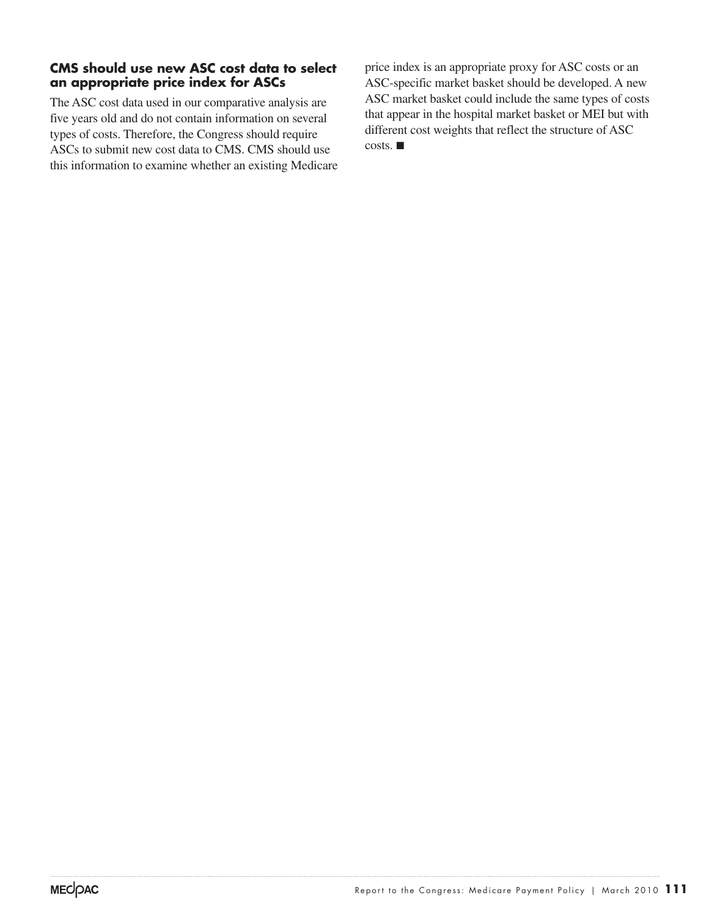### CMS should use new ASC cost data to select an appropriate price index for ASCs

The ASC cost data used in our comparative analysis are five years old and do not contain information on several types of costs. Therefore, the Congress should require ASCs to submit new cost data to CMS. CMS should use this information to examine whether an existing Medicare price index is an appropriate proxy for ASC costs or an ASC-specific market basket should be developed. A new ASC market basket could include the same types of costs that appear in the hospital market basket or MEI but with different cost weights that reflect the structure of ASC costs. ■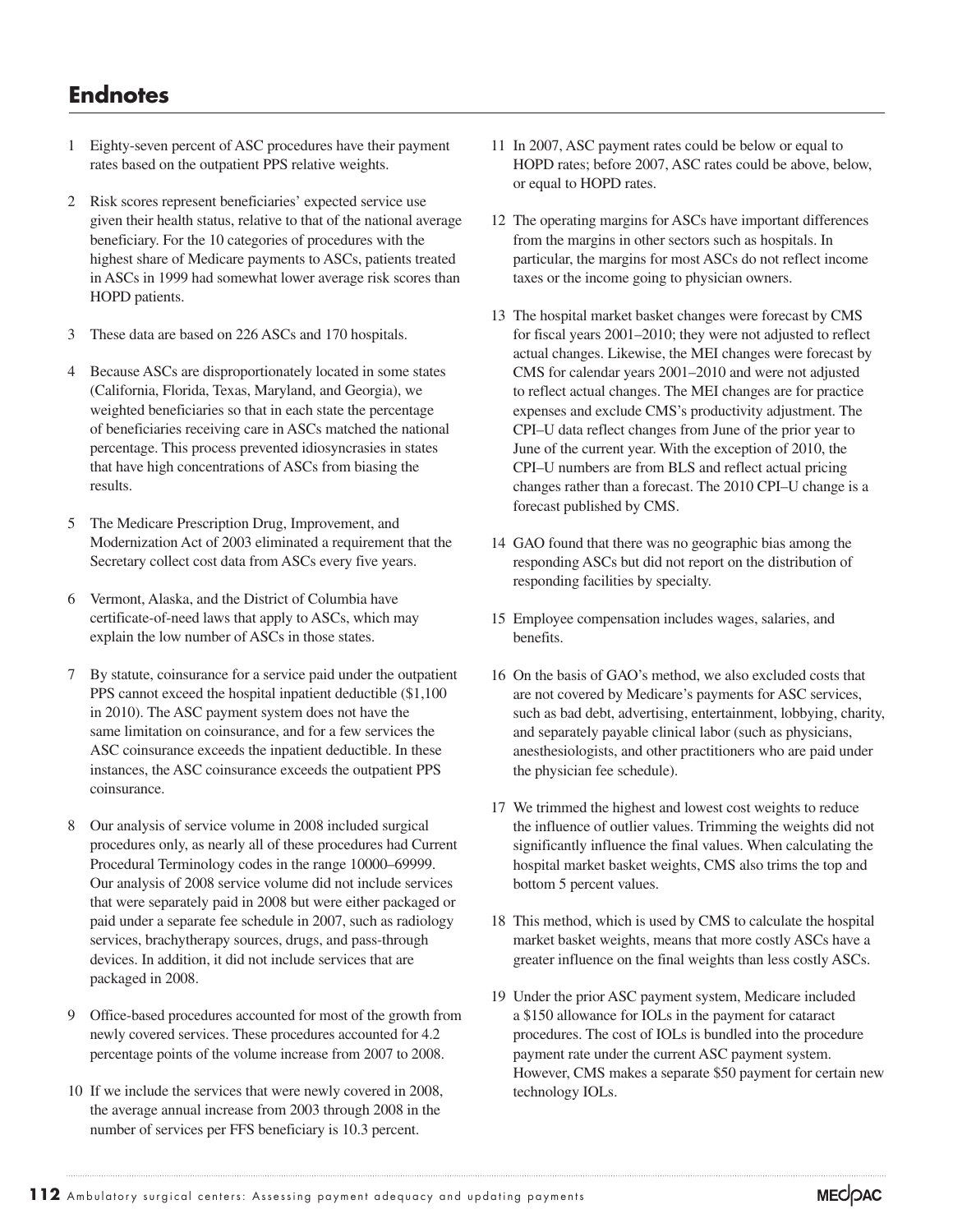## Endnotes

1. Eighty-seven percent of ASC procedures have their payment rates based on the outpatient PPS relative weights.

2. Risk scores represent beneficiaries' expected service use given their health status, relative to that of the national average beneficiary. For the 10 categories of procedures with the highest share of Medicare payments to ASCs, patients treated in ASCs in 1999 had somewhat lower average risk scores than HOPD patients.

3. These data are based on 226 ASCs and 170 hospitals.

4. Because ASCs are disproportionately located in some states (California, Florida, Texas, Maryland, and Georgia), we weighted beneficiaries so that in each state the percentage of beneficiaries receiving care in ASCs matched the national percentage. This process prevented idiosyncrasies in states that have high concentrations of ASCs from biasing the results.

5. The Medicare Prescription Drug, Improvement, and Modernization Act of 2003 eliminated a requirement that the Secretary collect cost data from ASCs every five years.

6. Vermont, Alaska, and the District of Columbia have certificate-of-need laws that apply to ASCs, which may explain the low number of ASCs in those states.

7. By statute, coinsurance for a service paid under the outpatient PPS cannot exceed the hospital inpatient deductible ($1,100 in 2010). The ASC payment system does not have the same limitation on coinsurance, and for a few services the ASC coinsurance exceeds the inpatient deductible. In these instances, the ASC coinsurance exceeds the outpatient PPS coinsurance.

8. Our analysis of service volume in 2008 included surgical procedures only, as nearly all of these procedures had Current Procedural Terminology codes in the range 10000–69999. Our analysis of 2008 service volume did not include services that were separately paid in 2008 but were either packaged or paid under a separate fee schedule in 2007, such as radiology services, brachytherapy sources, drugs, and pass-through devices. In addition, it did not include services that are packaged in 2008.

9. Office-based procedures accounted for most of the growth from newly covered services. These procedures accounted for 4.2 percentage points of the volume increase from 2007 to 2008.

10. If we include the services that were newly covered in 2008, the average annual increase from 2003 through 2008 in the number of services per FFS beneficiary is 10.3 percent.

11. In 2007, ASC payment rates could be below or equal to HOPD rates; before 2007, ASC rates could be above, below, or equal to HOPD rates.

12. The operating margins for ASCs have important differences from the margins in other sectors such as hospitals. In particular, the margins for most ASCs do not reflect income taxes or the income going to physician owners.

13. The hospital market basket changes were forecast by CMS for fiscal years 2001–2010; they were not adjusted to reflect actual changes. Likewise, the MEI changes were forecast by CMS for calendar years 2001–2010 and were not adjusted to reflect actual changes. The MEI changes are for practice expenses and exclude CMS's productivity adjustment. The CPI–U data reflect changes from June of the prior year to June of the current year. With the exception of 2010, the CPI–U numbers are from BLS and reflect actual pricing changes rather than a forecast. The 2010 CPI–U change is a forecast published by CMS.

14. GAO found that there was no geographic bias among the responding ASCs but did not report on the distribution of responding facilities by specialty.

15. Employee compensation includes wages, salaries, and benefits.

16. On the basis of GAO's method, we also excluded costs that are not covered by Medicare's payments for ASC services, such as bad debt, advertising, entertainment, lobbying, charity, and separately payable clinical labor (such as physicians, anesthesiologists, and other practitioners who are paid under the physician fee schedule).

17. We trimmed the highest and lowest cost weights to reduce the influence of outlier values. Trimming the weights did not significantly influence the final values. When calculating the hospital market basket weights, CMS also trims the top and bottom 5 percent values.

18. This method, which is used by CMS to calculate the hospital market basket weights, means that more costly ASCs have a greater influence on the final weights than less costly ASCs.

19. Under the prior ASC payment system, Medicare included a $150 allowance for IOLs in the payment for cataract procedures. The cost of IOLs is bundled into the procedure payment rate under the current ASC payment system. However, CMS makes a separate $50 payment for certain new technology IOLs.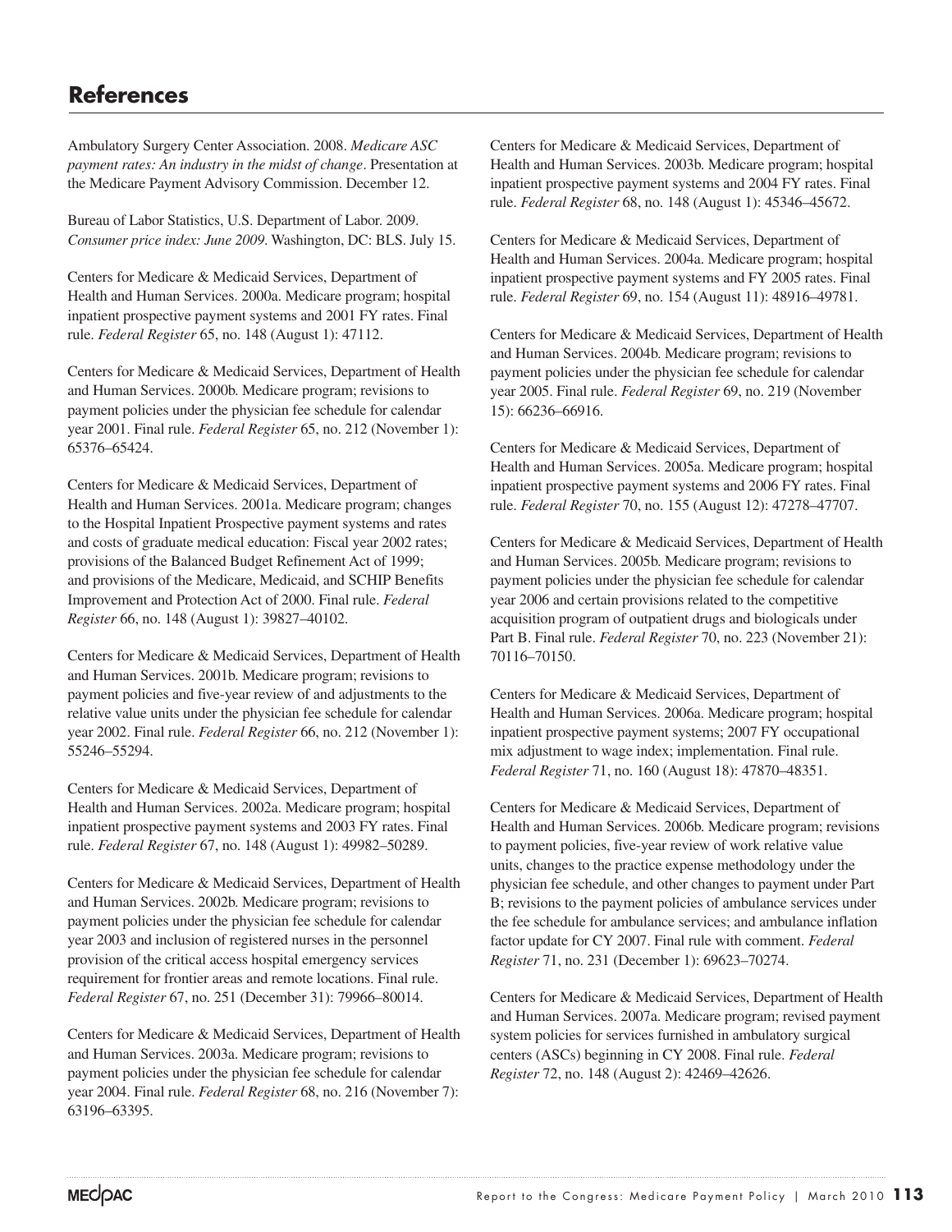## References

Ambulatory Surgery Center Association. 2008. *Medicare ASC payment rates: An industry in the midst of change*. Presentation at the Medicare Payment Advisory Commission. December 12.

Bureau of Labor Statistics, U.S. Department of Labor. 2009. *Consumer price index: June 2009*. Washington, DC: BLS. July 15.

Centers for Medicare & Medicaid Services, Department of Health and Human Services. 2000a. Medicare program; hospital inpatient prospective payment systems and 2001 FY rates. Final rule. *Federal Register* 65, no. 148 (August 1): 47112.

Centers for Medicare & Medicaid Services, Department of Health and Human Services. 2000b. Medicare program; revisions to payment policies under the physician fee schedule for calendar year 2001. Final rule. *Federal Register* 65, no. 212 (November 1): 65376–65424.

Centers for Medicare & Medicaid Services, Department of Health and Human Services. 2001a. Medicare program; changes to the Hospital Inpatient Prospective payment systems and rates and costs of graduate medical education: Fiscal year 2002 rates; provisions of the Balanced Budget Refinement Act of 1999; and provisions of the Medicare, Medicaid, and SCHIP Benefits Improvement and Protection Act of 2000. Final rule. *Federal Register* 66, no. 148 (August 1): 39827–40102.

Centers for Medicare & Medicaid Services, Department of Health and Human Services. 2001b. Medicare program; revisions to payment policies and five-year review of and adjustments to the relative value units under the physician fee schedule for calendar year 2002. Final rule. *Federal Register* 66, no. 212 (November 1): 55246–55294.

Centers for Medicare & Medicaid Services, Department of Health and Human Services. 2002a. Medicare program; hospital inpatient prospective payment systems and 2003 FY rates. Final rule. *Federal Register* 67, no. 148 (August 1): 49982–50289.

Centers for Medicare & Medicaid Services, Department of Health and Human Services. 2002b. Medicare program; revisions to payment policies under the physician fee schedule for calendar year 2003 and inclusion of registered nurses in the personnel provision of the critical access hospital emergency services requirement for frontier areas and remote locations. Final rule. *Federal Register* 67, no. 251 (December 31): 79966–80014.

Centers for Medicare & Medicaid Services, Department of Health and Human Services. 2003a. Medicare program; revisions to payment policies under the physician fee schedule for calendar year 2004. Final rule. *Federal Register* 68, no. 216 (November 7): 63196–63395.

Centers for Medicare & Medicaid Services, Department of Health and Human Services. 2003b. Medicare program; hospital inpatient prospective payment systems and 2004 FY rates. Final rule. *Federal Register* 68, no. 148 (August 1): 45346–45672.

Centers for Medicare & Medicaid Services, Department of Health and Human Services. 2004a. Medicare program; hospital inpatient prospective payment systems and FY 2005 rates. Final rule. *Federal Register* 69, no. 154 (August 11): 48916–49781.

Centers for Medicare & Medicaid Services, Department of Health and Human Services. 2004b. Medicare program; revisions to payment policies under the physician fee schedule for calendar year 2005. Final rule. *Federal Register* 69, no. 219 (November 15): 66236–66916.

Centers for Medicare & Medicaid Services, Department of Health and Human Services. 2005a. Medicare program; hospital inpatient prospective payment systems and 2006 FY rates. Final rule. *Federal Register* 70, no. 155 (August 12): 47278–47707.

Centers for Medicare & Medicaid Services, Department of Health and Human Services. 2005b. Medicare program; revisions to payment policies under the physician fee schedule for calendar year 2006 and certain provisions related to the competitive acquisition program of outpatient drugs and biologicals under Part B. Final rule. *Federal Register* 70, no. 223 (November 21): 70116–70150.

Centers for Medicare & Medicaid Services, Department of Health and Human Services. 2006a. Medicare program; hospital inpatient prospective payment systems; 2007 FY occupational mix adjustment to wage index; implementation. Final rule. *Federal Register* 71, no. 160 (August 18): 47870–48351.

Centers for Medicare & Medicaid Services, Department of Health and Human Services. 2006b. Medicare program; revisions to payment policies, five-year review of work relative value units, changes to the practice expense methodology under the physician fee schedule, and other changes to payment under Part B; revisions to the payment policies of ambulance services under the fee schedule for ambulance services; and ambulance inflation factor update for CY 2007. Final rule with comment. *Federal Register* 71, no. 231 (December 1): 69623–70274.

Centers for Medicare & Medicaid Services, Department of Health and Human Services. 2007a. Medicare program; revised payment system policies for services furnished in ambulatory surgical centers (ASCs) beginning in CY 2008. Final rule. *Federal Register* 72, no. 148 (August 2): 42469–42626.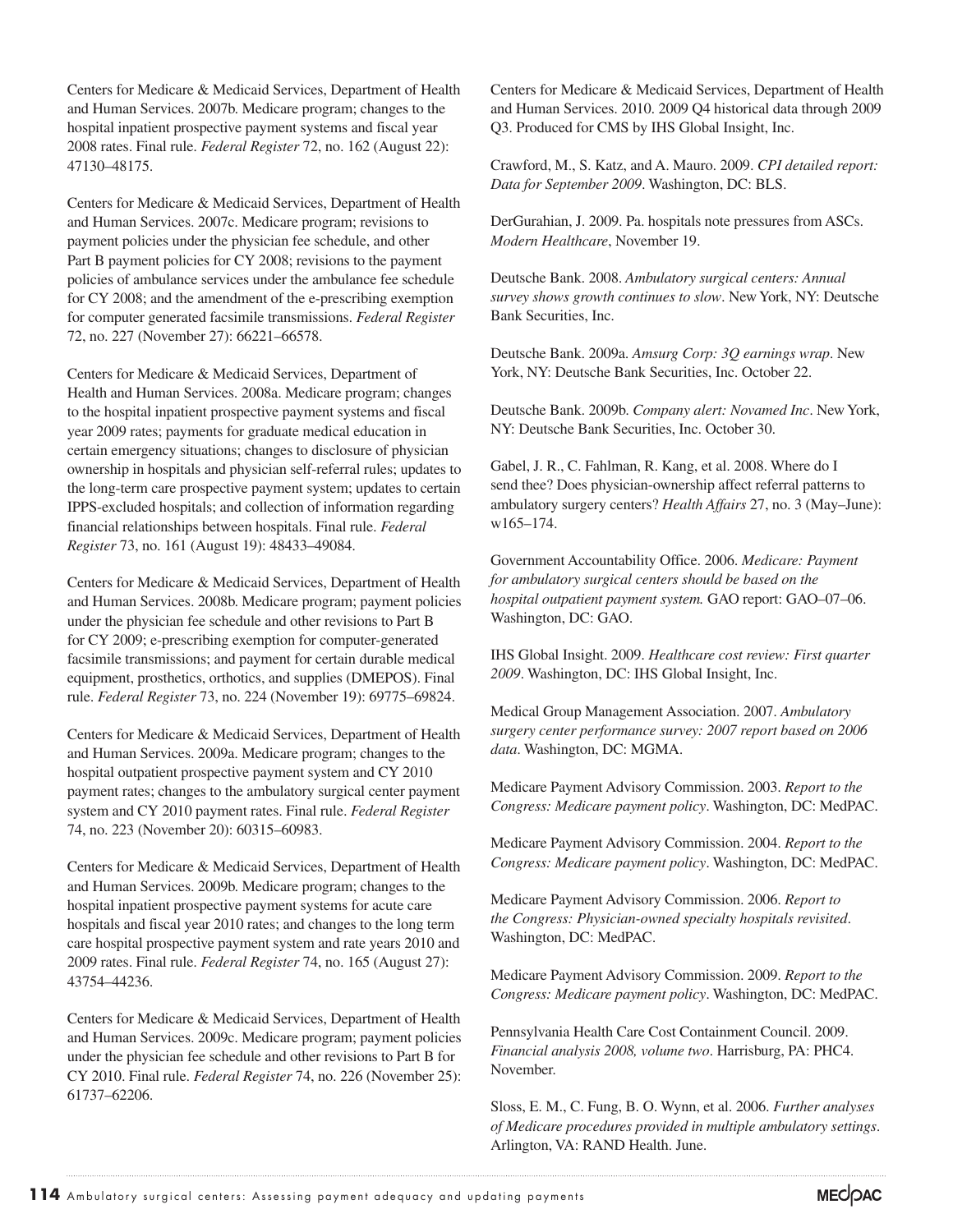Centers for Medicare & Medicaid Services, Department of Health and Human Services. 2007b. Medicare program; changes to the hospital inpatient prospective payment systems and fiscal year 2008 rates. Final rule. *Federal Register* 72, no. 162 (August 22): 47130–48175.

Centers for Medicare & Medicaid Services, Department of Health and Human Services. 2007c. Medicare program; revisions to payment policies under the physician fee schedule, and other Part B payment policies for CY 2008; revisions to the payment policies of ambulance services under the ambulance fee schedule for CY 2008; and the amendment of the e-prescribing exemption for computer generated facsimile transmissions. *Federal Register* 72, no. 227 (November 27): 66221–66578.

Centers for Medicare & Medicaid Services, Department of Health and Human Services. 2008a. Medicare program; changes to the hospital inpatient prospective payment systems and fiscal year 2009 rates; payments for graduate medical education in certain emergency situations; changes to disclosure of physician ownership in hospitals and physician self-referral rules; updates to the long-term care prospective payment system; updates to certain IPPS-excluded hospitals; and collection of information regarding financial relationships between hospitals. Final rule. *Federal Register* 73, no. 161 (August 19): 48433–49084.

Centers for Medicare & Medicaid Services, Department of Health and Human Services. 2008b. Medicare program; payment policies under the physician fee schedule and other revisions to Part B for CY 2009; e-prescribing exemption for computer-generated facsimile transmissions; and payment for certain durable medical equipment, prosthetics, orthotics, and supplies (DMEPOS). Final rule. *Federal Register* 73, no. 224 (November 19): 69775–69824.

Centers for Medicare & Medicaid Services, Department of Health and Human Services. 2009a. Medicare program; changes to the hospital outpatient prospective payment system and CY 2010 payment rates; changes to the ambulatory surgical center payment system and CY 2010 payment rates. Final rule. *Federal Register* 74, no. 223 (November 20): 60315–60983.

Centers for Medicare & Medicaid Services, Department of Health and Human Services. 2009b. Medicare program; changes to the hospital inpatient prospective payment systems for acute care hospitals and fiscal year 2010 rates; and changes to the long term care hospital prospective payment system and rate years 2010 and 2009 rates. Final rule. *Federal Register* 74, no. 165 (August 27): 43754–44236.

Centers for Medicare & Medicaid Services, Department of Health and Human Services. 2009c. Medicare program; payment policies under the physician fee schedule and other revisions to Part B for CY 2010. Final rule. *Federal Register* 74, no. 226 (November 25): 61737–62206.

Centers for Medicare & Medicaid Services, Department of Health and Human Services. 2010. 2009 Q4 historical data through 2009 Q3. Produced for CMS by IHS Global Insight, Inc.

Crawford, M., S. Katz, and A. Mauro. 2009. *CPI detailed report: Data for September 2009*. Washington, DC: BLS.

DerGurahian, J. 2009. Pa. hospitals note pressures from ASCs. *Modern Healthcare*, November 19.

Deutsche Bank. 2008. *Ambulatory surgical centers: Annual survey shows growth continues to slow*. New York, NY: Deutsche Bank Securities, Inc.

Deutsche Bank. 2009a. *Amsurg Corp: 3Q earnings wrap*. New York, NY: Deutsche Bank Securities, Inc. October 22.

Deutsche Bank. 2009b. *Company alert: Novamed Inc*. New York, NY: Deutsche Bank Securities, Inc. October 30.

Gabel, J. R., C. Fahlman, R. Kang, et al. 2008. Where do I send thee? Does physician-ownership affect referral patterns to ambulatory surgery centers? *Health Affairs* 27, no. 3 (May–June): w165–174.

Government Accountability Office. 2006. *Medicare: Payment for ambulatory surgical centers should be based on the hospital outpatient payment system.* GAO report: GAO–07–06. Washington, DC: GAO.

IHS Global Insight. 2009. *Healthcare cost review: First quarter 2009*. Washington, DC: IHS Global Insight, Inc.

Medical Group Management Association. 2007. *Ambulatory surgery center performance survey: 2007 report based on 2006 data*. Washington, DC: MGMA.

Medicare Payment Advisory Commission. 2003. *Report to the Congress: Medicare payment policy*. Washington, DC: MedPAC.

Medicare Payment Advisory Commission. 2004. *Report to the Congress: Medicare payment policy*. Washington, DC: MedPAC.

Medicare Payment Advisory Commission. 2006. *Report to the Congress: Physician-owned specialty hospitals revisited*. Washington, DC: MedPAC.

Medicare Payment Advisory Commission. 2009. *Report to the Congress: Medicare payment policy*. Washington, DC: MedPAC.

Pennsylvania Health Care Cost Containment Council. 2009. *Financial analysis 2008, volume two*. Harrisburg, PA: PHC4. November.

Sloss, E. M., C. Fung, B. O. Wynn, et al. 2006. *Further analyses of Medicare procedures provided in multiple ambulatory settings*. Arlington, VA: RAND Health. June.